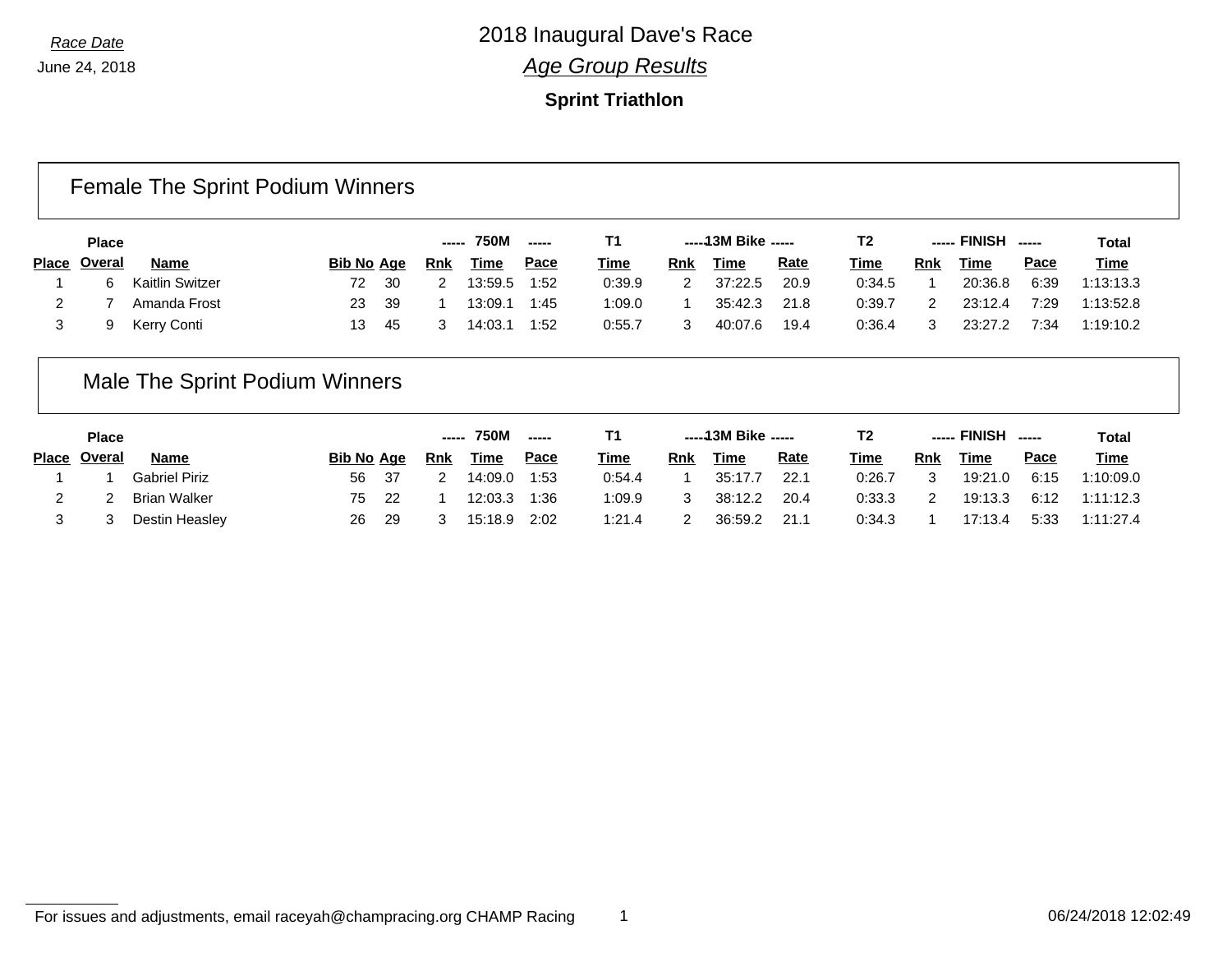*Race Date*

June 24, 2018

# 2018 Inaugural Dave's Race

## *Age Group Results*

### Sprint Triathlon

## Female The Sprint Podium Winners

| Place | Place Overal | Name | Bib No | Age | 750M Rnk | 750M Time | 750M Pace | T1 Time | 13M Bike Rnk | 13M Bike Time | 13M Bike Rate | T2 Time | FINISH Rnk | FINISH Time | FINISH Pace | Total Time |
|---|---|---|---|---|---|---|---|---|---|---|---|---|---|---|---|---|
| 1 | 6 | Kaitlin Switzer | 72 | 30 | 2 | 13:59.5 | 1:52 | 0:39.9 | 2 | 37:22.5 | 20.9 | 0:34.5 | 1 | 20:36.8 | 6:39 | 1:13:13.3 |
| 2 | 7 | Amanda Frost | 23 | 39 | 1 | 13:09.1 | 1:45 | 1:09.0 | 1 | 35:42.3 | 21.8 | 0:39.7 | 2 | 23:12.4 | 7:29 | 1:13:52.8 |
| 3 | 9 | Kerry Conti | 13 | 45 | 3 | 14:03.1 | 1:52 | 0:55.7 | 3 | 40:07.6 | 19.4 | 0:36.4 | 3 | 23:27.2 | 7:34 | 1:19:10.2 |

## Male The Sprint Podium Winners

| Place | Place Overal | Name | Bib No | Age | 750M Rnk | 750M Time | 750M Pace | T1 Time | 13M Bike Rnk | 13M Bike Time | 13M Bike Rate | T2 Time | FINISH Rnk | FINISH Time | FINISH Pace | Total Time |
|---|---|---|---|---|---|---|---|---|---|---|---|---|---|---|---|---|
| 1 | 1 | Gabriel Piriz | 56 | 37 | 2 | 14:09.0 | 1:53 | 0:54.4 | 1 | 35:17.7 | 22.1 | 0:26.7 | 3 | 19:21.0 | 6:15 | 1:10:09.0 |
| 2 | 2 | Brian Walker | 75 | 22 | 1 | 12:03.3 | 1:36 | 1:09.9 | 3 | 38:12.2 | 20.4 | 0:33.3 | 2 | 19:13.3 | 6:12 | 1:11:12.3 |
| 3 | 3 | Destin Heasley | 26 | 29 | 3 | 15:18.9 | 2:02 | 1:21.4 | 2 | 36:59.2 | 21.1 | 0:34.3 | 1 | 17:13.4 | 5:33 | 1:11:27.4 |

For issues and adjustments, email raceyah@champracing.org CHAMP Racing

06/24/2018 12:02:49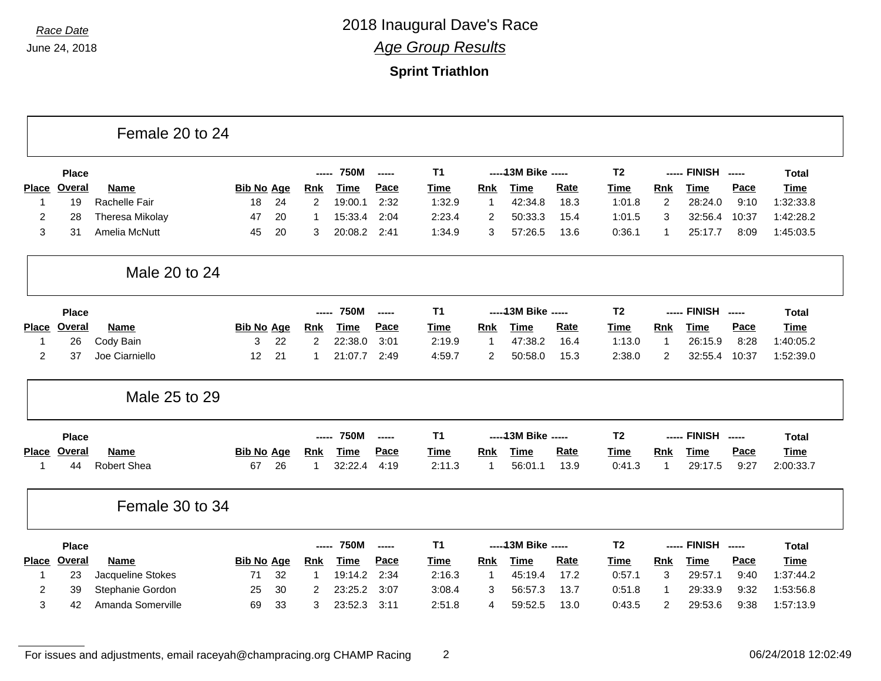*Race Date*

June 24, 2018

# 2018 Inaugural Dave's Race

## *Age Group Results*

**Sprint Triathlon**

### Female 20 to 24

| Place | Place Overal | Name | Bib No | Age | 750M Rnk | 750M Time | 750M Pace | T1 Time | 13M Bike Rnk | 13M Bike Time | 13M Bike Rate | T2 Time | FINISH Rnk | FINISH Time | FINISH Pace | Total Time |
|---|---|---|---|---|---|---|---|---|---|---|---|---|---|---|---|---|
| 1 | 19 | Rachelle Fair | 18 | 24 | 2 | 19:00.1 | 2:32 | 1:32.9 | 1 | 42:34.8 | 18.3 | 1:01.8 | 2 | 28:24.0 | 9:10 | 1:32:33.8 |
| 2 | 28 | Theresa Mikolay | 47 | 20 | 1 | 15:33.4 | 2:04 | 2:23.4 | 2 | 50:33.3 | 15.4 | 1:01.5 | 3 | 32:56.4 | 10:37 | 1:42:28.2 |
| 3 | 31 | Amelia McNutt | 45 | 20 | 3 | 20:08.2 | 2:41 | 1:34.9 | 3 | 57:26.5 | 13.6 | 0:36.1 | 1 | 25:17.7 | 8:09 | 1:45:03.5 |

### Male 20 to 24

| Place | Place Overal | Name | Bib No | Age | 750M Rnk | 750M Time | 750M Pace | T1 Time | 13M Bike Rnk | 13M Bike Time | 13M Bike Rate | T2 Time | FINISH Rnk | FINISH Time | FINISH Pace | Total Time |
|---|---|---|---|---|---|---|---|---|---|---|---|---|---|---|---|---|
| 1 | 26 | Cody Bain | 3 | 22 | 2 | 22:38.0 | 3:01 | 2:19.9 | 1 | 47:38.2 | 16.4 | 1:13.0 | 1 | 26:15.9 | 8:28 | 1:40:05.2 |
| 2 | 37 | Joe Ciarniello | 12 | 21 | 1 | 21:07.7 | 2:49 | 4:59.7 | 2 | 50:58.0 | 15.3 | 2:38.0 | 2 | 32:55.4 | 10:37 | 1:52:39.0 |

### Male 25 to 29

| Place | Place Overal | Name | Bib No | Age | 750M Rnk | 750M Time | 750M Pace | T1 Time | 13M Bike Rnk | 13M Bike Time | 13M Bike Rate | T2 Time | FINISH Rnk | FINISH Time | FINISH Pace | Total Time |
|---|---|---|---|---|---|---|---|---|---|---|---|---|---|---|---|---|
| 1 | 44 | Robert Shea | 67 | 26 | 1 | 32:22.4 | 4:19 | 2:11.3 | 1 | 56:01.1 | 13.9 | 0:41.3 | 1 | 29:17.5 | 9:27 | 2:00:33.7 |

### Female 30 to 34

| Place | Place Overal | Name | Bib No | Age | 750M Rnk | 750M Time | 750M Pace | T1 Time | 13M Bike Rnk | 13M Bike Time | 13M Bike Rate | T2 Time | FINISH Rnk | FINISH Time | FINISH Pace | Total Time |
|---|---|---|---|---|---|---|---|---|---|---|---|---|---|---|---|---|
| 1 | 23 | Jacqueline Stokes | 71 | 32 | 1 | 19:14.2 | 2:34 | 2:16.3 | 1 | 45:19.4 | 17.2 | 0:57.1 | 3 | 29:57.1 | 9:40 | 1:37:44.2 |
| 2 | 39 | Stephanie Gordon | 25 | 30 | 2 | 23:25.2 | 3:07 | 3:08.4 | 3 | 56:57.3 | 13.7 | 0:51.8 | 1 | 29:33.9 | 9:32 | 1:53:56.8 |
| 3 | 42 | Amanda Somerville | 69 | 33 | 3 | 23:52.3 | 3:11 | 2:51.8 | 4 | 59:52.5 | 13.0 | 0:43.5 | 2 | 29:53.6 | 9:38 | 1:57:13.9 |

For issues and adjustments, email raceyah@champracing.org CHAMP Racing

06/24/2018 12:02:49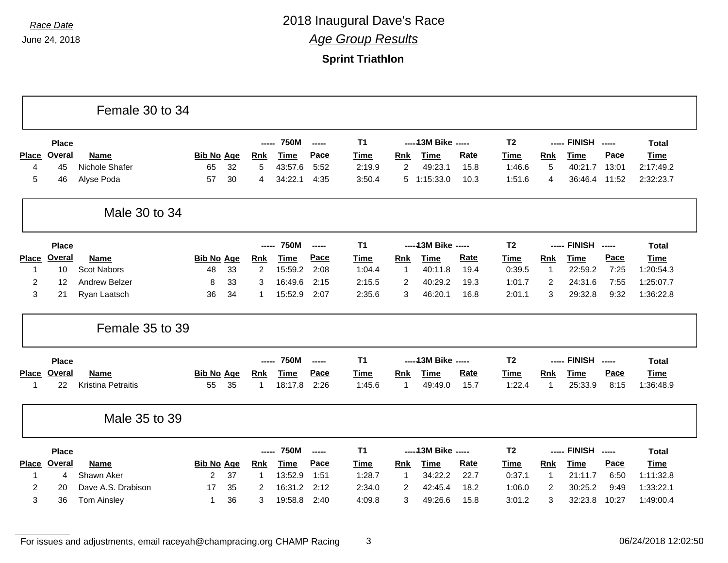Race Date

June 24, 2018

# 2018 Inaugural Dave's Race

## Age Group Results

### Sprint Triathlon

## Female 30 to 34

| | Place | | | | 750M | | | T1 | 13M Bike | | | T2 | FINISH | | | Total |
|---|---|---|---|---|---|---|---|---|---|---|---|---|---|---|---|---|
| Place | Overal | Name | Bib No | Age | Rnk | Time | Pace | Time | Rnk | Time | Rate | Time | Rnk | Time | Pace | Time |
| 4 | 45 | Nichole Shafer | 65 | 32 | 5 | 43:57.6 | 5:52 | 2:19.9 | 2 | 49:23.1 | 15.8 | 1:46.6 | 5 | 40:21.7 | 13:01 | 2:17:49.2 |
| 5 | 46 | Alyse Poda | 57 | 30 | 4 | 34:22.1 | 4:35 | 3:50.4 | 5 | 1:15:33.0 | 10.3 | 1:51.6 | 4 | 36:46.4 | 11:52 | 2:32:23.7 |

## Male 30 to 34

| | Place | | | | 750M | | | T1 | 13M Bike | | | T2 | FINISH | | | Total |
|---|---|---|---|---|---|---|---|---|---|---|---|---|---|---|---|---|
| Place | Overal | Name | Bib No | Age | Rnk | Time | Pace | Time | Rnk | Time | Rate | Time | Rnk | Time | Pace | Time |
| 1 | 10 | Scot Nabors | 48 | 33 | 2 | 15:59.2 | 2:08 | 1:04.4 | 1 | 40:11.8 | 19.4 | 0:39.5 | 1 | 22:59.2 | 7:25 | 1:20:54.3 |
| 2 | 12 | Andrew Belzer | 8 | 33 | 3 | 16:49.6 | 2:15 | 2:15.5 | 2 | 40:29.2 | 19.3 | 1:01.7 | 2 | 24:31.6 | 7:55 | 1:25:07.7 |
| 3 | 21 | Ryan Laatsch | 36 | 34 | 1 | 15:52.9 | 2:07 | 2:35.6 | 3 | 46:20.1 | 16.8 | 2:01.1 | 3 | 29:32.8 | 9:32 | 1:36:22.8 |

## Female 35 to 39

| | Place | | | | 750M | | | T1 | 13M Bike | | | T2 | FINISH | | | Total |
|---|---|---|---|---|---|---|---|---|---|---|---|---|---|---|---|---|
| Place | Overal | Name | Bib No | Age | Rnk | Time | Pace | Time | Rnk | Time | Rate | Time | Rnk | Time | Pace | Time |
| 1 | 22 | Kristina Petraitis | 55 | 35 | 1 | 18:17.8 | 2:26 | 1:45.6 | 1 | 49:49.0 | 15.7 | 1:22.4 | 1 | 25:33.9 | 8:15 | 1:36:48.9 |

## Male 35 to 39

| | Place | | | | 750M | | | T1 | 13M Bike | | | T2 | FINISH | | | Total |
|---|---|---|---|---|---|---|---|---|---|---|---|---|---|---|---|---|
| Place | Overal | Name | Bib No | Age | Rnk | Time | Pace | Time | Rnk | Time | Rate | Time | Rnk | Time | Pace | Time |
| 1 | 4 | Shawn Aker | 2 | 37 | 1 | 13:52.9 | 1:51 | 1:28.7 | 1 | 34:22.2 | 22.7 | 0:37.1 | 1 | 21:11.7 | 6:50 | 1:11:32.8 |
| 2 | 20 | Dave A.S. Drabison | 17 | 35 | 2 | 16:31.2 | 2:12 | 2:34.0 | 2 | 42:45.4 | 18.2 | 1:06.0 | 2 | 30:25.2 | 9:49 | 1:33:22.1 |
| 3 | 36 | Tom Ainsley | 1 | 36 | 3 | 19:58.8 | 2:40 | 4:09.8 | 3 | 49:26.6 | 15.8 | 3:01.2 | 3 | 32:23.8 | 10:27 | 1:49:00.4 |

For issues and adjustments, email raceyah@champracing.org CHAMP Racing

06/24/2018 12:02:50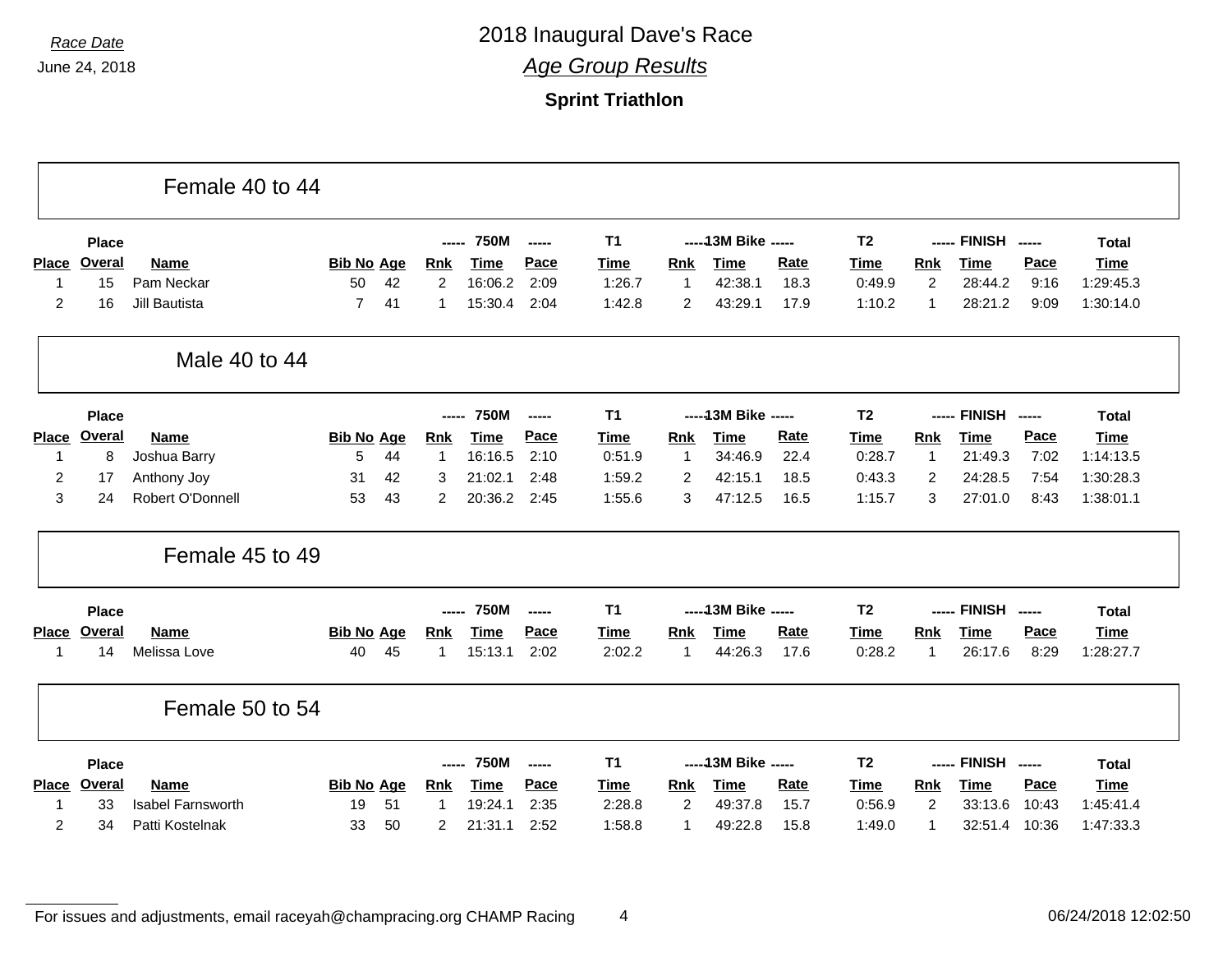*Race Date*

June 24, 2018

# 2018 Inaugural Dave's Race

## *Age Group Results*

### Sprint Triathlon

## Female 40 to 44

| Place | Place Overal | Name | Bib No | Age | 750M Rnk | 750M Time | 750M Pace | T1 Time | 13M Bike Rnk | 13M Bike Time | 13M Bike Rate | T2 Time | FINISH Rnk | FINISH Time | FINISH Pace | Total Time |
|---|---|---|---|---|---|---|---|---|---|---|---|---|---|---|---|---|
| 1 | 15 | Pam Neckar | 50 | 42 | 2 | 16:06.2 | 2:09 | 1:26.7 | 1 | 42:38.1 | 18.3 | 0:49.9 | 2 | 28:44.2 | 9:16 | 1:29:45.3 |
| 2 | 16 | Jill Bautista | 7 | 41 | 1 | 15:30.4 | 2:04 | 1:42.8 | 2 | 43:29.1 | 17.9 | 1:10.2 | 1 | 28:21.2 | 9:09 | 1:30:14.0 |

## Male 40 to 44

| Place | Place Overal | Name | Bib No | Age | 750M Rnk | 750M Time | 750M Pace | T1 Time | 13M Bike Rnk | 13M Bike Time | 13M Bike Rate | T2 Time | FINISH Rnk | FINISH Time | FINISH Pace | Total Time |
|---|---|---|---|---|---|---|---|---|---|---|---|---|---|---|---|---|
| 1 | 8 | Joshua Barry | 5 | 44 | 1 | 16:16.5 | 2:10 | 0:51.9 | 1 | 34:46.9 | 22.4 | 0:28.7 | 1 | 21:49.3 | 7:02 | 1:14:13.5 |
| 2 | 17 | Anthony Joy | 31 | 42 | 3 | 21:02.1 | 2:48 | 1:59.2 | 2 | 42:15.1 | 18.5 | 0:43.3 | 2 | 24:28.5 | 7:54 | 1:30:28.3 |
| 3 | 24 | Robert O'Donnell | 53 | 43 | 2 | 20:36.2 | 2:45 | 1:55.6 | 3 | 47:12.5 | 16.5 | 1:15.7 | 3 | 27:01.0 | 8:43 | 1:38:01.1 |

## Female 45 to 49

| Place | Place Overal | Name | Bib No | Age | 750M Rnk | 750M Time | 750M Pace | T1 Time | 13M Bike Rnk | 13M Bike Time | 13M Bike Rate | T2 Time | FINISH Rnk | FINISH Time | FINISH Pace | Total Time |
|---|---|---|---|---|---|---|---|---|---|---|---|---|---|---|---|---|
| 1 | 14 | Melissa Love | 40 | 45 | 1 | 15:13.1 | 2:02 | 2:02.2 | 1 | 44:26.3 | 17.6 | 0:28.2 | 1 | 26:17.6 | 8:29 | 1:28:27.7 |

## Female 50 to 54

| Place | Place Overal | Name | Bib No | Age | 750M Rnk | 750M Time | 750M Pace | T1 Time | 13M Bike Rnk | 13M Bike Time | 13M Bike Rate | T2 Time | FINISH Rnk | FINISH Time | FINISH Pace | Total Time |
|---|---|---|---|---|---|---|---|---|---|---|---|---|---|---|---|---|
| 1 | 33 | Isabel Farnsworth | 19 | 51 | 1 | 19:24.1 | 2:35 | 2:28.8 | 2 | 49:37.8 | 15.7 | 0:56.9 | 2 | 33:13.6 | 10:43 | 1:45:41.4 |
| 2 | 34 | Patti Kostelnak | 33 | 50 | 2 | 21:31.1 | 2:52 | 1:58.8 | 1 | 49:22.8 | 15.8 | 1:49.0 | 1 | 32:51.4 | 10:36 | 1:47:33.3 |

For issues and adjustments, email raceyah@champracing.org CHAMP Racing

06/24/2018 12:02:50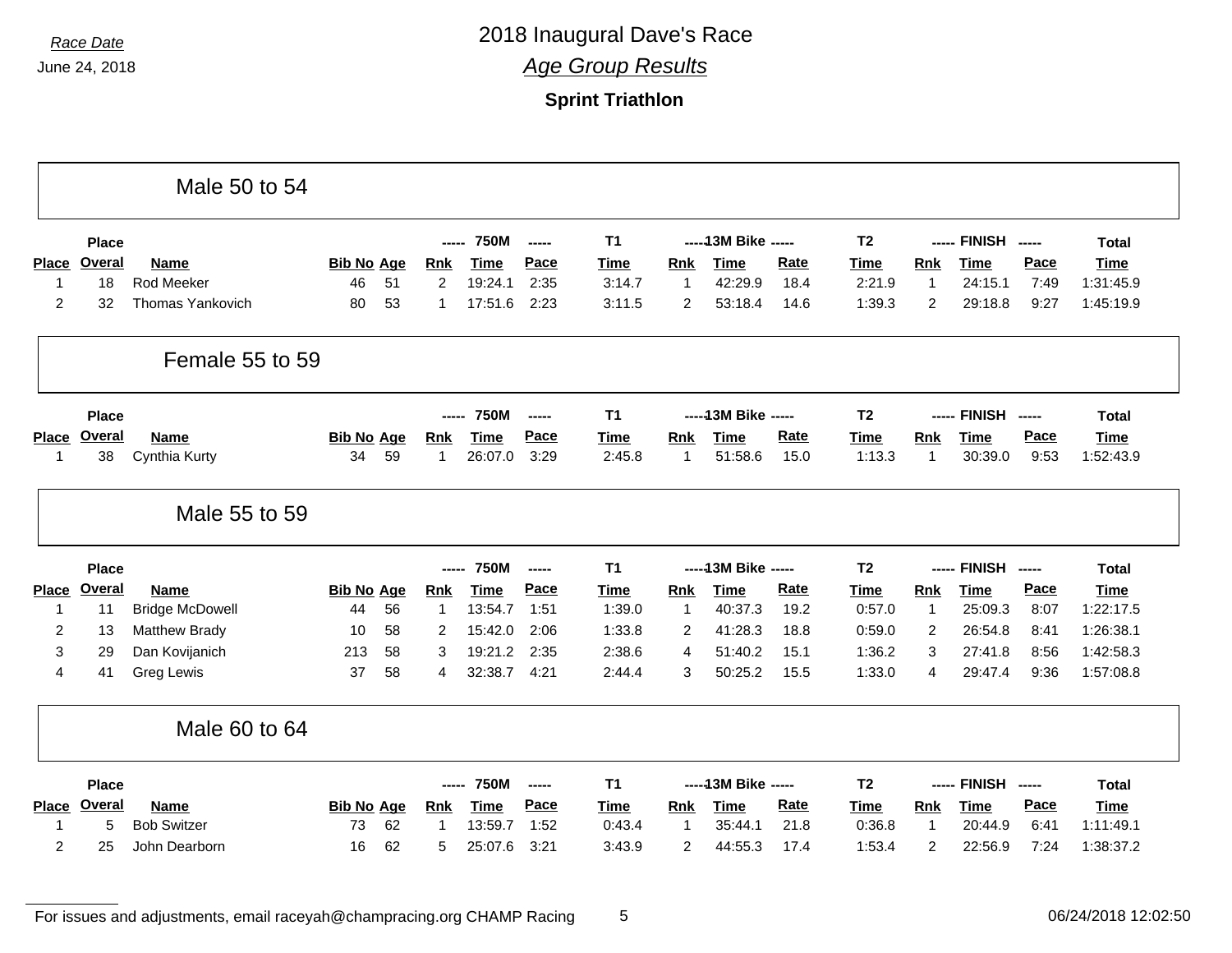*Race Date*

June 24, 2018

# 2018 Inaugural Dave's Race

## *Age Group Results*

### Sprint Triathlon

## Male 50 to 54

| Place | Place Overal | Name | Bib No | Age | 750M Rnk | 750M Time | 750M Pace | T1 Time | 13M Bike Rnk | 13M Bike Time | 13M Bike Rate | T2 Time | FINISH Rnk | FINISH Time | FINISH Pace | Total Time |
|---|---|---|---|---|---|---|---|---|---|---|---|---|---|---|---|---|
| 1 | 18 | Rod Meeker | 46 | 51 | 2 | 19:24.1 | 2:35 | 3:14.7 | 1 | 42:29.9 | 18.4 | 2:21.9 | 1 | 24:15.1 | 7:49 | 1:31:45.9 |
| 2 | 32 | Thomas Yankovich | 80 | 53 | 1 | 17:51.6 | 2:23 | 3:11.5 | 2 | 53:18.4 | 14.6 | 1:39.3 | 2 | 29:18.8 | 9:27 | 1:45:19.9 |

## Female 55 to 59

| Place | Place Overal | Name | Bib No | Age | 750M Rnk | 750M Time | 750M Pace | T1 Time | 13M Bike Rnk | 13M Bike Time | 13M Bike Rate | T2 Time | FINISH Rnk | FINISH Time | FINISH Pace | Total Time |
|---|---|---|---|---|---|---|---|---|---|---|---|---|---|---|---|---|
| 1 | 38 | Cynthia Kurty | 34 | 59 | 1 | 26:07.0 | 3:29 | 2:45.8 | 1 | 51:58.6 | 15.0 | 1:13.3 | 1 | 30:39.0 | 9:53 | 1:52:43.9 |

## Male 55 to 59

| Place | Place Overal | Name | Bib No | Age | 750M Rnk | 750M Time | 750M Pace | T1 Time | 13M Bike Rnk | 13M Bike Time | 13M Bike Rate | T2 Time | FINISH Rnk | FINISH Time | FINISH Pace | Total Time |
|---|---|---|---|---|---|---|---|---|---|---|---|---|---|---|---|---|
| 1 | 11 | Bridge McDowell | 44 | 56 | 1 | 13:54.7 | 1:51 | 1:39.0 | 1 | 40:37.3 | 19.2 | 0:57.0 | 1 | 25:09.3 | 8:07 | 1:22:17.5 |
| 2 | 13 | Matthew Brady | 10 | 58 | 2 | 15:42.0 | 2:06 | 1:33.8 | 2 | 41:28.3 | 18.8 | 0:59.0 | 2 | 26:54.8 | 8:41 | 1:26:38.1 |
| 3 | 29 | Dan Kovijanich | 213 | 58 | 3 | 19:21.2 | 2:35 | 2:38.6 | 4 | 51:40.2 | 15.1 | 1:36.2 | 3 | 27:41.8 | 8:56 | 1:42:58.3 |
| 4 | 41 | Greg Lewis | 37 | 58 | 4 | 32:38.7 | 4:21 | 2:44.4 | 3 | 50:25.2 | 15.5 | 1:33.0 | 4 | 29:47.4 | 9:36 | 1:57:08.8 |

## Male 60 to 64

| Place | Place Overal | Name | Bib No | Age | 750M Rnk | 750M Time | 750M Pace | T1 Time | 13M Bike Rnk | 13M Bike Time | 13M Bike Rate | T2 Time | FINISH Rnk | FINISH Time | FINISH Pace | Total Time |
|---|---|---|---|---|---|---|---|---|---|---|---|---|---|---|---|---|
| 1 | 5 | Bob Switzer | 73 | 62 | 1 | 13:59.7 | 1:52 | 0:43.4 | 1 | 35:44.1 | 21.8 | 0:36.8 | 1 | 20:44.9 | 6:41 | 1:11:49.1 |
| 2 | 25 | John Dearborn | 16 | 62 | 5 | 25:07.6 | 3:21 | 3:43.9 | 2 | 44:55.3 | 17.4 | 1:53.4 | 2 | 22:56.9 | 7:24 | 1:38:37.2 |

For issues and adjustments, email raceyah@champracing.org CHAMP Racing

06/24/2018 12:02:50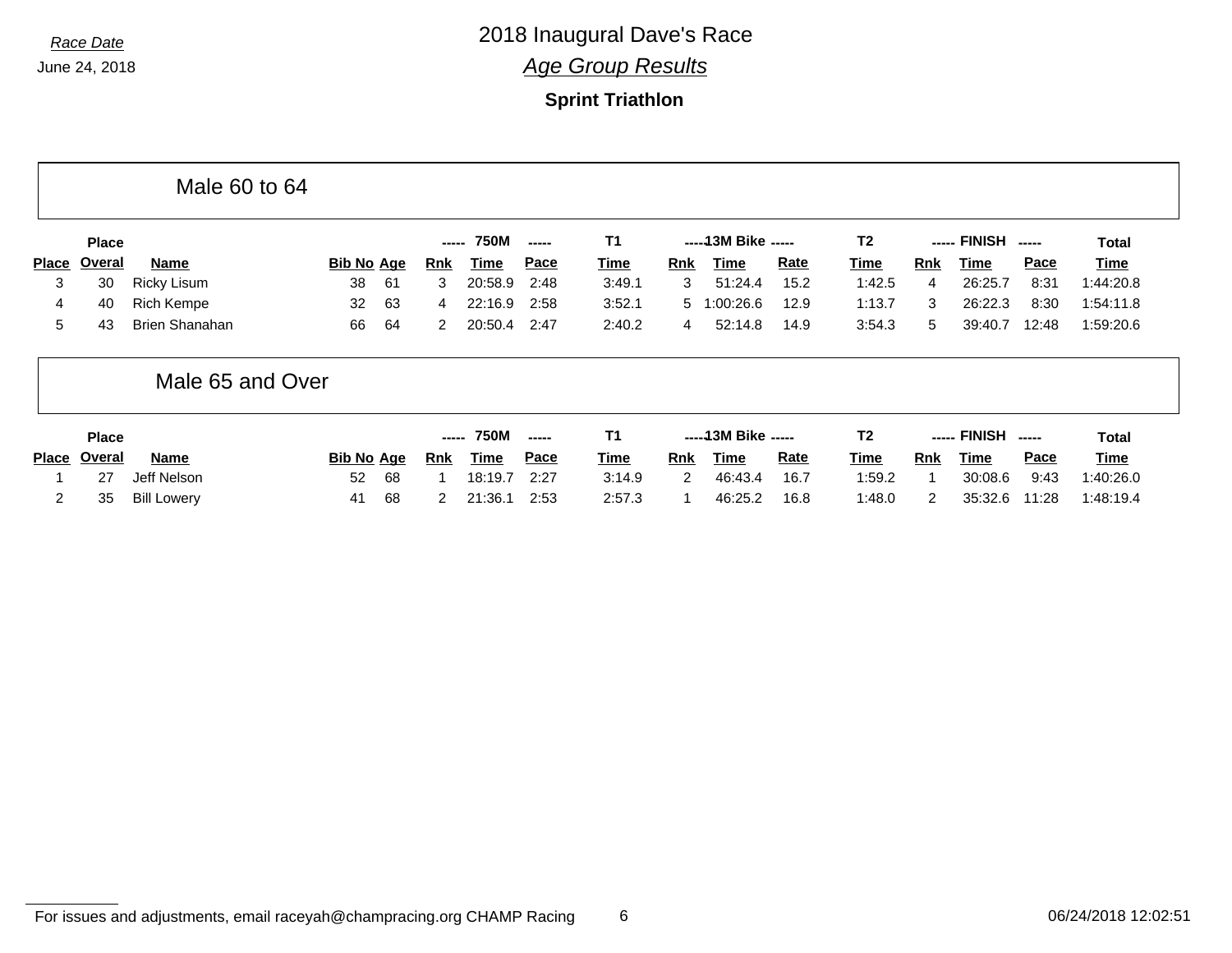Race Date

June 24, 2018

# 2018 Inaugural Dave's Race

## Age Group Results

### Sprint Triathlon

## Male 60 to 64

| Place | Place Overal | Name | Bib No | Age | 750M Rnk | 750M Time | 750M Pace | T1 Time | 13M Bike Rnk | 13M Bike Time | 13M Bike Rate | T2 Time | FINISH Rnk | FINISH Time | FINISH Pace | Total Time |
|---|---|---|---|---|---|---|---|---|---|---|---|---|---|---|---|---|
| 3 | 30 | Ricky Lisum | 38 | 61 | 3 | 20:58.9 | 2:48 | 3:49.1 | 3 | 51:24.4 | 15.2 | 1:42.5 | 4 | 26:25.7 | 8:31 | 1:44:20.8 |
| 4 | 40 | Rich Kempe | 32 | 63 | 4 | 22:16.9 | 2:58 | 3:52.1 | 5 | 1:00:26.6 | 12.9 | 1:13.7 | 3 | 26:22.3 | 8:30 | 1:54:11.8 |
| 5 | 43 | Brien Shanahan | 66 | 64 | 2 | 20:50.4 | 2:47 | 2:40.2 | 4 | 52:14.8 | 14.9 | 3:54.3 | 5 | 39:40.7 | 12:48 | 1:59:20.6 |

## Male 65 and Over

| Place | Place Overal | Name | Bib No | Age | 750M Rnk | 750M Time | 750M Pace | T1 Time | 13M Bike Rnk | 13M Bike Time | 13M Bike Rate | T2 Time | FINISH Rnk | FINISH Time | FINISH Pace | Total Time |
|---|---|---|---|---|---|---|---|---|---|---|---|---|---|---|---|---|
| 1 | 27 | Jeff Nelson | 52 | 68 | 1 | 18:19.7 | 2:27 | 3:14.9 | 2 | 46:43.4 | 16.7 | 1:59.2 | 1 | 30:08.6 | 9:43 | 1:40:26.0 |
| 2 | 35 | Bill Lowery | 41 | 68 | 2 | 21:36.1 | 2:53 | 2:57.3 | 1 | 46:25.2 | 16.8 | 1:48.0 | 2 | 35:32.6 | 11:28 | 1:48:19.4 |

For issues and adjustments, email raceyah@champracing.org CHAMP Racing

06/24/2018 12:02:51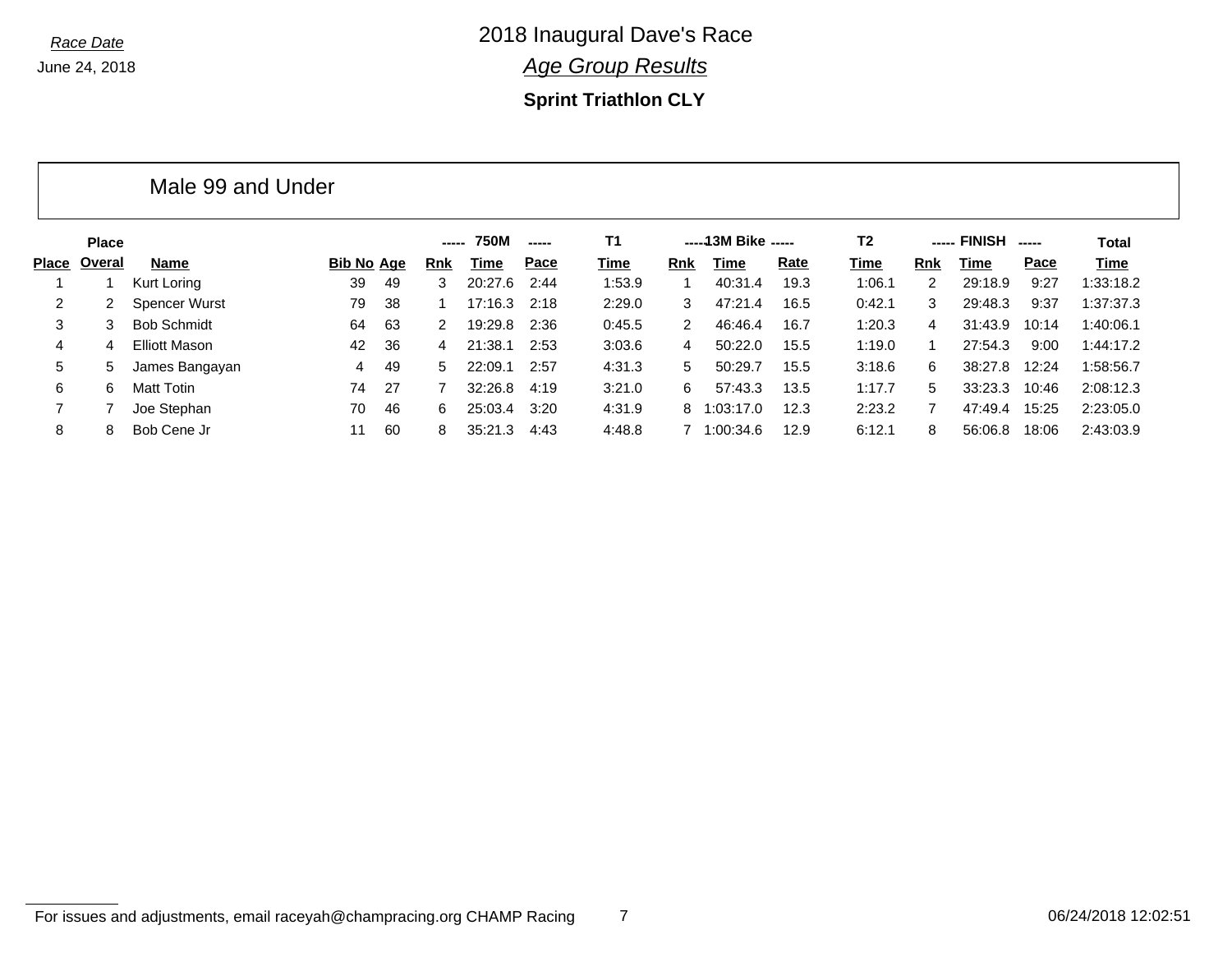*Race Date*

June 24, 2018

# 2018 Inaugural Dave's Race

## *Age Group Results*

### Sprint Triathlon CLY

## Male 99 and Under

| Place | Place Overal | Name | Bib No | Age | 750M Rnk | 750M Time | 750M Pace | T1 Time | 13M Bike Rnk | 13M Bike Time | 13M Bike Rate | T2 Time | FINISH Rnk | FINISH Time | FINISH Pace | Total Time |
|---|---|---|---|---|---|---|---|---|---|---|---|---|---|---|---|---|
| 1 | 1 | Kurt Loring | 39 | 49 | 3 | 20:27.6 | 2:44 | 1:53.9 | 1 | 40:31.4 | 19.3 | 1:06.1 | 2 | 29:18.9 | 9:27 | 1:33:18.2 |
| 2 | 2 | Spencer Wurst | 79 | 38 | 1 | 17:16.3 | 2:18 | 2:29.0 | 3 | 47:21.4 | 16.5 | 0:42.1 | 3 | 29:48.3 | 9:37 | 1:37:37.3 |
| 3 | 3 | Bob Schmidt | 64 | 63 | 2 | 19:29.8 | 2:36 | 0:45.5 | 2 | 46:46.4 | 16.7 | 1:20.3 | 4 | 31:43.9 | 10:14 | 1:40:06.1 |
| 4 | 4 | Elliott Mason | 42 | 36 | 4 | 21:38.1 | 2:53 | 3:03.6 | 4 | 50:22.0 | 15.5 | 1:19.0 | 1 | 27:54.3 | 9:00 | 1:44:17.2 |
| 5 | 5 | James Bangayan | 4 | 49 | 5 | 22:09.1 | 2:57 | 4:31.3 | 5 | 50:29.7 | 15.5 | 3:18.6 | 6 | 38:27.8 | 12:24 | 1:58:56.7 |
| 6 | 6 | Matt Totin | 74 | 27 | 7 | 32:26.8 | 4:19 | 3:21.0 | 6 | 57:43.3 | 13.5 | 1:17.7 | 5 | 33:23.3 | 10:46 | 2:08:12.3 |
| 7 | 7 | Joe Stephan | 70 | 46 | 6 | 25:03.4 | 3:20 | 4:31.9 | 8 | 1:03:17.0 | 12.3 | 2:23.2 | 7 | 47:49.4 | 15:25 | 2:23:05.0 |
| 8 | 8 | Bob Cene Jr | 11 | 60 | 8 | 35:21.3 | 4:43 | 4:48.8 | 7 | 1:00:34.6 | 12.9 | 6:12.1 | 8 | 56:06.8 | 18:06 | 2:43:03.9 |

For issues and adjustments, email raceyah@champracing.org CHAMP Racing

06/24/2018 12:02:51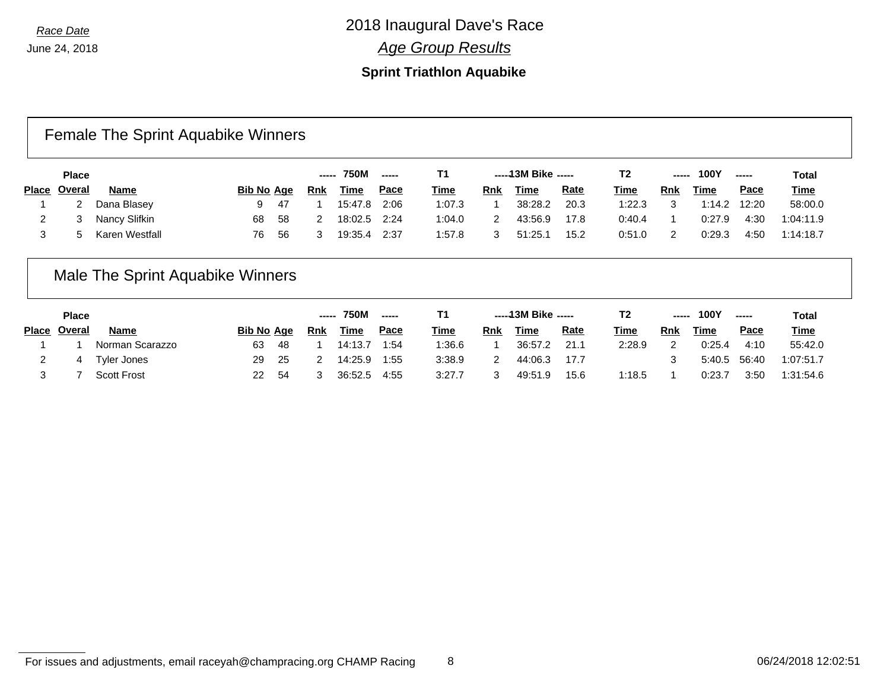*Race Date*

June 24, 2018

# 2018 Inaugural Dave's Race

## *Age Group Results*

### Sprint Triathlon Aquabike

## Female The Sprint Aquabike Winners

| Place | Place Overal | Name | Bib No | Age | 750M Rnk | 750M Time | 750M Pace | T1 Time | 13M Bike Rnk | 13M Bike Time | 13M Bike Rate | T2 Time | 100Y Rnk | 100Y Time | 100Y Pace | Total Time |
|---|---|---|---|---|---|---|---|---|---|---|---|---|---|---|---|---|
| 1 | 2 | Dana Blasey | 9 | 47 | 1 | 15:47.8 | 2:06 | 1:07.3 | 1 | 38:28.2 | 20.3 | 1:22.3 | 3 | 1:14.2 | 12:20 | 58:00.0 |
| 2 | 3 | Nancy Slifkin | 68 | 58 | 2 | 18:02.5 | 2:24 | 1:04.0 | 2 | 43:56.9 | 17.8 | 0:40.4 | 1 | 0:27.9 | 4:30 | 1:04:11.9 |
| 3 | 5 | Karen Westfall | 76 | 56 | 3 | 19:35.4 | 2:37 | 1:57.8 | 3 | 51:25.1 | 15.2 | 0:51.0 | 2 | 0:29.3 | 4:50 | 1:14:18.7 |

## Male The Sprint Aquabike Winners

| Place | Place Overal | Name | Bib No | Age | 750M Rnk | 750M Time | 750M Pace | T1 Time | 13M Bike Rnk | 13M Bike Time | 13M Bike Rate | T2 Time | 100Y Rnk | 100Y Time | 100Y Pace | Total Time |
|---|---|---|---|---|---|---|---|---|---|---|---|---|---|---|---|---|
| 1 | 1 | Norman Scarazzo | 63 | 48 | 1 | 14:13.7 | 1:54 | 1:36.6 | 1 | 36:57.2 | 21.1 | 2:28.9 | 2 | 0:25.4 | 4:10 | 55:42.0 |
| 2 | 4 | Tyler Jones | 29 | 25 | 2 | 14:25.9 | 1:55 | 3:38.9 | 2 | 44:06.3 | 17.7 | | 3 | 5:40.5 | 56:40 | 1:07:51.7 |
| 3 | 7 | Scott Frost | 22 | 54 | 3 | 36:52.5 | 4:55 | 3:27.7 | 3 | 49:51.9 | 15.6 | 1:18.5 | 1 | 0:23.7 | 3:50 | 1:31:54.6 |

For issues and adjustments, email raceyah@champracing.org CHAMP Racing

06/24/2018 12:02:51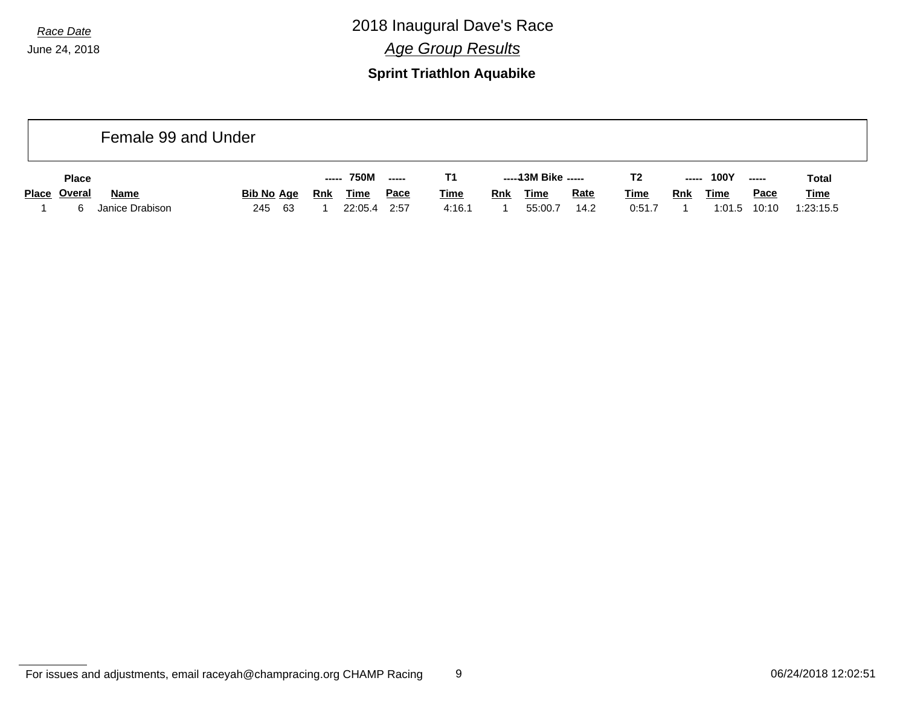Race Date

June 24, 2018

# 2018 Inaugural Dave's Race

## *Age Group Results*

### Sprint Triathlon Aquabike

Female 99 and Under

| | Place | | | | ----- | 750M | ----- | T1 | ----- | 13M Bike | ----- | T2 | ----- | 100Y | ----- | Total |
|---|---|---|---|---|---|---|---|---|---|---|---|---|---|---|---|---|
| Place | Overal | Name | Bib No | Age | Rnk | Time | Pace | Time | Rnk | Time | Rate | Time | Rnk | Time | Pace | Time |
| 1 | 6 | Janice Drabison | 245 | 63 | 1 | 22:05.4 | 2:57 | 4:16.1 | 1 | 55:00.7 | 14.2 | 0:51.7 | 1 | 1:01.5 | 10:10 | 1:23:15.5 |

For issues and adjustments, email raceyah@champracing.org CHAMP Racing

06/24/2018 12:02:51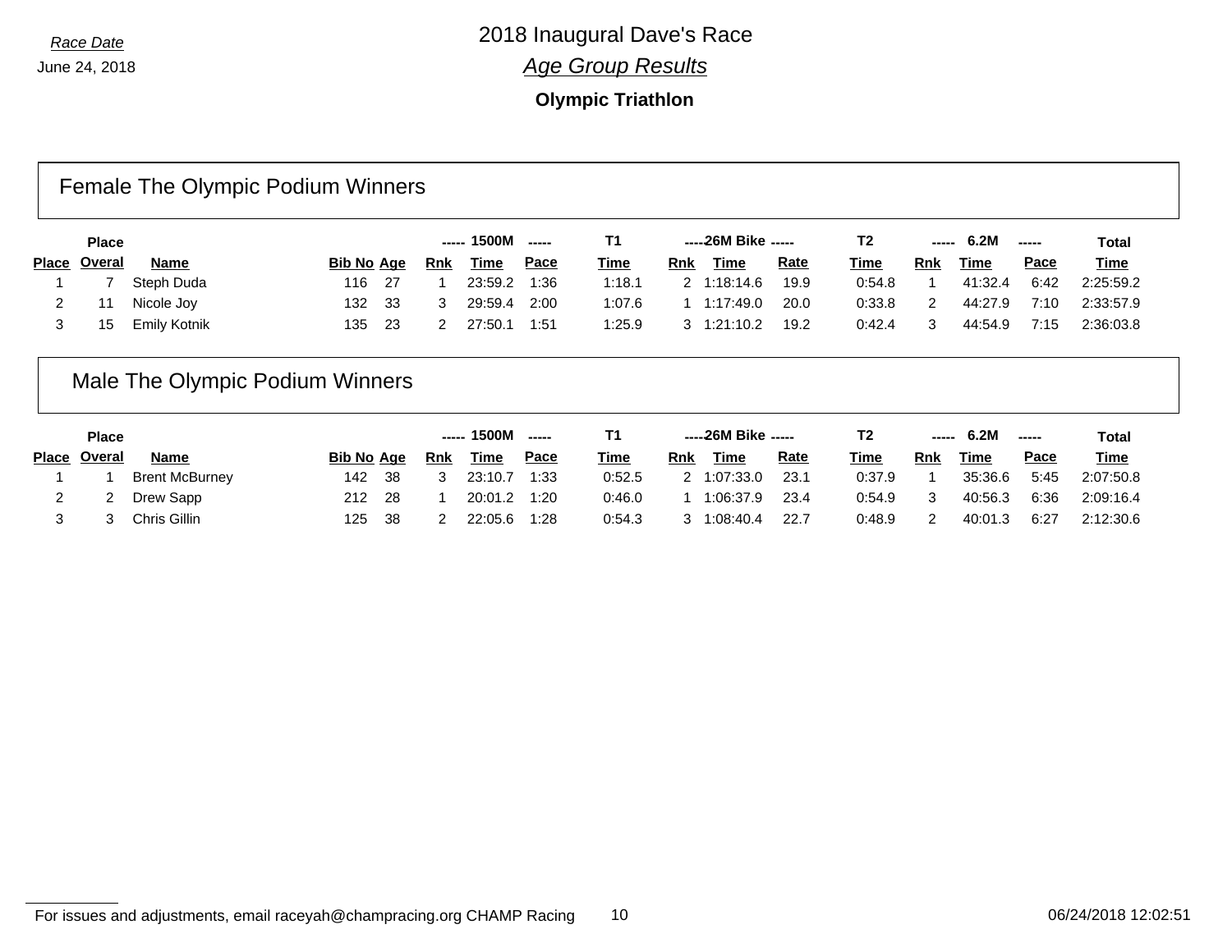*Race Date*

June 24, 2018

# 2018 Inaugural Dave's Race

## *Age Group Results*

### Olympic Triathlon

## Female The Olympic Podium Winners

| Place | Place Overal | Name | Bib No | Age | 1500M Rnk | 1500M Time | 1500M Pace | T1 Time | 26M Bike Rnk | 26M Bike Time | 26M Bike Rate | T2 Time | 6.2M Rnk | 6.2M Time | 6.2M Pace | Total Time |
|---|---|---|---|---|---|---|---|---|---|---|---|---|---|---|---|---|
| 1 | 7 | Steph Duda | 116 | 27 | 1 | 23:59.2 | 1:36 | 1:18.1 | 2 | 1:18:14.6 | 19.9 | 0:54.8 | 1 | 41:32.4 | 6:42 | 2:25:59.2 |
| 2 | 11 | Nicole Joy | 132 | 33 | 3 | 29:59.4 | 2:00 | 1:07.6 | 1 | 1:17:49.0 | 20.0 | 0:33.8 | 2 | 44:27.9 | 7:10 | 2:33:57.9 |
| 3 | 15 | Emily Kotnik | 135 | 23 | 2 | 27:50.1 | 1:51 | 1:25.9 | 3 | 1:21:10.2 | 19.2 | 0:42.4 | 3 | 44:54.9 | 7:15 | 2:36:03.8 |

## Male The Olympic Podium Winners

| Place | Place Overal | Name | Bib No | Age | 1500M Rnk | 1500M Time | 1500M Pace | T1 Time | 26M Bike Rnk | 26M Bike Time | 26M Bike Rate | T2 Time | 6.2M Rnk | 6.2M Time | 6.2M Pace | Total Time |
|---|---|---|---|---|---|---|---|---|---|---|---|---|---|---|---|---|
| 1 | 1 | Brent McBurney | 142 | 38 | 3 | 23:10.7 | 1:33 | 0:52.5 | 2 | 1:07:33.0 | 23.1 | 0:37.9 | 1 | 35:36.6 | 5:45 | 2:07:50.8 |
| 2 | 2 | Drew Sapp | 212 | 28 | 1 | 20:01.2 | 1:20 | 0:46.0 | 1 | 1:06:37.9 | 23.4 | 0:54.9 | 3 | 40:56.3 | 6:36 | 2:09:16.4 |
| 3 | 3 | Chris Gillin | 125 | 38 | 2 | 22:05.6 | 1:28 | 0:54.3 | 3 | 1:08:40.4 | 22.7 | 0:48.9 | 2 | 40:01.3 | 6:27 | 2:12:30.6 |

For issues and adjustments, email raceyah@champracing.org CHAMP Racing

06/24/2018 12:02:51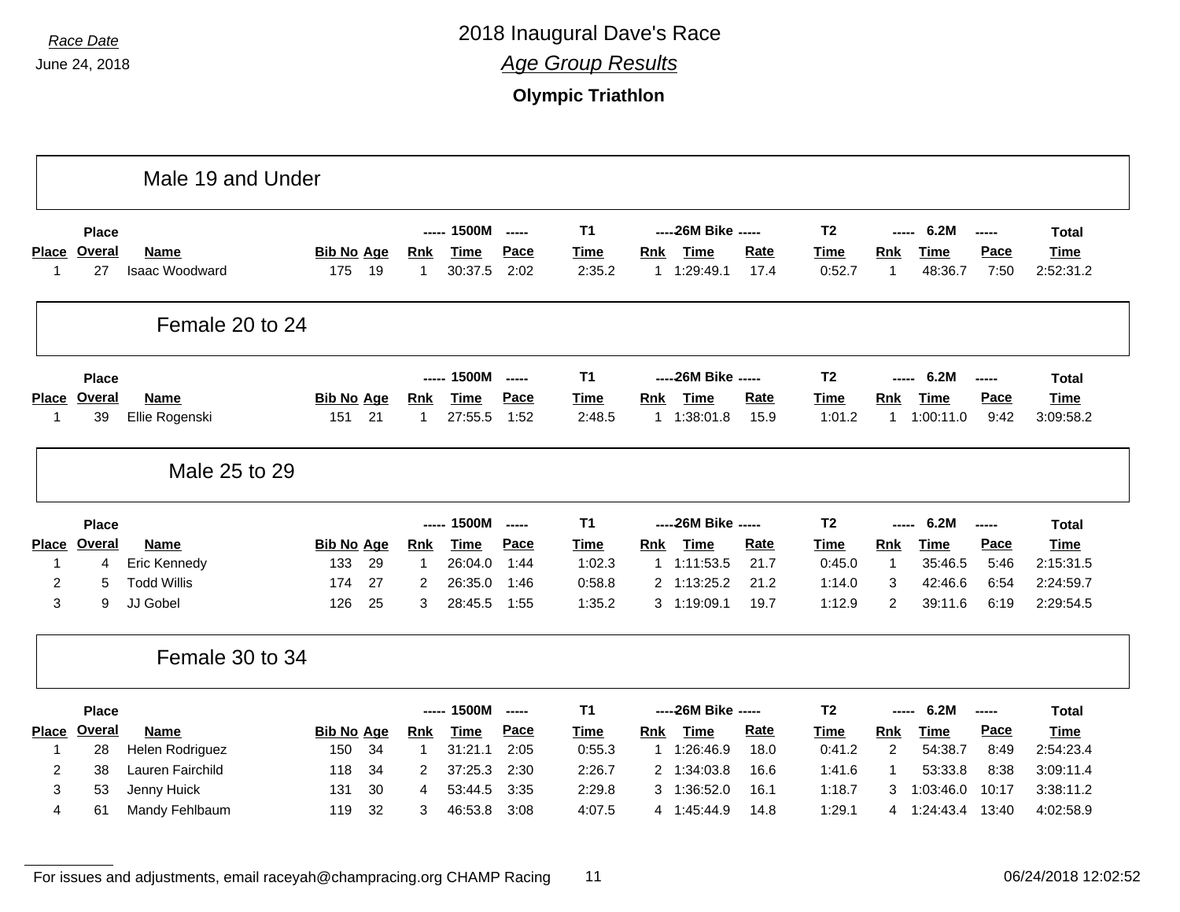*Race Date*

June 24, 2018

# 2018 Inaugural Dave's Race

## *Age Group Results*

### Olympic Triathlon

## Male 19 and Under

| Place | Place Overal | Name | Bib No | Age | 1500M Rnk | 1500M Time | 1500M Pace | T1 Time | 26M Bike Rnk | 26M Bike Time | 26M Bike Rate | T2 Time | 6.2M Rnk | 6.2M Time | 6.2M Pace | Total Time |
|---|---|---|---|---|---|---|---|---|---|---|---|---|---|---|---|---|
| 1 | 27 | Isaac Woodward | 175 | 19 | 1 | 30:37.5 | 2:02 | 2:35.2 | 1 | 1:29:49.1 | 17.4 | 0:52.7 | 1 | 48:36.7 | 7:50 | 2:52:31.2 |

## Female 20 to 24

| Place | Place Overal | Name | Bib No | Age | 1500M Rnk | 1500M Time | 1500M Pace | T1 Time | 26M Bike Rnk | 26M Bike Time | 26M Bike Rate | T2 Time | 6.2M Rnk | 6.2M Time | 6.2M Pace | Total Time |
|---|---|---|---|---|---|---|---|---|---|---|---|---|---|---|---|---|
| 1 | 39 | Ellie Rogenski | 151 | 21 | 1 | 27:55.5 | 1:52 | 2:48.5 | 1 | 1:38:01.8 | 15.9 | 1:01.2 | 1 | 1:00:11.0 | 9:42 | 3:09:58.2 |

## Male 25 to 29

| Place | Place Overal | Name | Bib No | Age | 1500M Rnk | 1500M Time | 1500M Pace | T1 Time | 26M Bike Rnk | 26M Bike Time | 26M Bike Rate | T2 Time | 6.2M Rnk | 6.2M Time | 6.2M Pace | Total Time |
|---|---|---|---|---|---|---|---|---|---|---|---|---|---|---|---|---|
| 1 | 4 | Eric Kennedy | 133 | 29 | 1 | 26:04.0 | 1:44 | 1:02.3 | 1 | 1:11:53.5 | 21.7 | 0:45.0 | 1 | 35:46.5 | 5:46 | 2:15:31.5 |
| 2 | 5 | Todd Willis | 174 | 27 | 2 | 26:35.0 | 1:46 | 0:58.8 | 2 | 1:13:25.2 | 21.2 | 1:14.0 | 3 | 42:46.6 | 6:54 | 2:24:59.7 |
| 3 | 9 | JJ Gobel | 126 | 25 | 3 | 28:45.5 | 1:55 | 1:35.2 | 3 | 1:19:09.1 | 19.7 | 1:12.9 | 2 | 39:11.6 | 6:19 | 2:29:54.5 |

## Female 30 to 34

| Place | Place Overal | Name | Bib No | Age | 1500M Rnk | 1500M Time | 1500M Pace | T1 Time | 26M Bike Rnk | 26M Bike Time | 26M Bike Rate | T2 Time | 6.2M Rnk | 6.2M Time | 6.2M Pace | Total Time |
|---|---|---|---|---|---|---|---|---|---|---|---|---|---|---|---|---|
| 1 | 28 | Helen Rodriguez | 150 | 34 | 1 | 31:21.1 | 2:05 | 0:55.3 | 1 | 1:26:46.9 | 18.0 | 0:41.2 | 2 | 54:38.7 | 8:49 | 2:54:23.4 |
| 2 | 38 | Lauren Fairchild | 118 | 34 | 2 | 37:25.3 | 2:30 | 2:26.7 | 2 | 1:34:03.8 | 16.6 | 1:41.6 | 1 | 53:33.8 | 8:38 | 3:09:11.4 |
| 3 | 53 | Jenny Huick | 131 | 30 | 4 | 53:44.5 | 3:35 | 2:29.8 | 3 | 1:36:52.0 | 16.1 | 1:18.7 | 3 | 1:03:46.0 | 10:17 | 3:38:11.2 |
| 4 | 61 | Mandy Fehlbaum | 119 | 32 | 3 | 46:53.8 | 3:08 | 4:07.5 | 4 | 1:45:44.9 | 14.8 | 1:29.1 | 4 | 1:24:43.4 | 13:40 | 4:02:58.9 |

For issues and adjustments, email raceyah@champracing.org CHAMP Racing

06/24/2018 12:02:52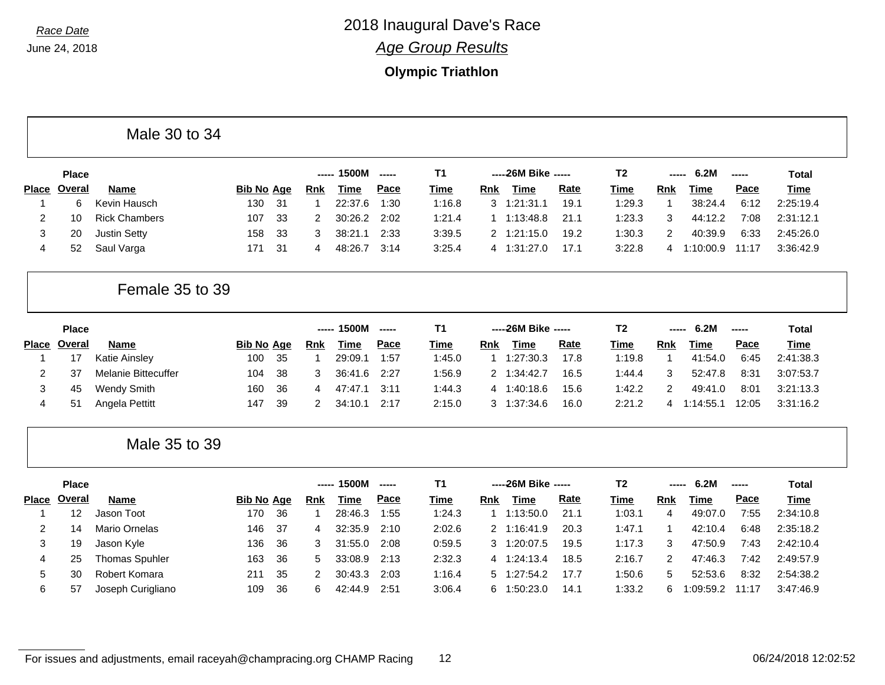*Race Date*

June 24, 2018

# 2018 Inaugural Dave's Race

## *Age Group Results*

### Olympic Triathlon

## Male 30 to 34

| Place | Place Overal | Name | Bib No | Age | 1500M Rnk | 1500M Time | 1500M Pace | T1 Time | 26M Bike Rnk | 26M Bike Time | 26M Bike Rate | T2 Time | 6.2M Rnk | 6.2M Time | 6.2M Pace | Total Time |
|---|---|---|---|---|---|---|---|---|---|---|---|---|---|---|---|---|
| 1 | 6 | Kevin Hausch | 130 | 31 | 1 | 22:37.6 | 1:30 | 1:16.8 | 3 | 1:21:31.1 | 19.1 | 1:29.3 | 1 | 38:24.4 | 6:12 | 2:25:19.4 |
| 2 | 10 | Rick Chambers | 107 | 33 | 2 | 30:26.2 | 2:02 | 1:21.4 | 1 | 1:13:48.8 | 21.1 | 1:23.3 | 3 | 44:12.2 | 7:08 | 2:31:12.1 |
| 3 | 20 | Justin Setty | 158 | 33 | 3 | 38:21.1 | 2:33 | 3:39.5 | 2 | 1:21:15.0 | 19.2 | 1:30.3 | 2 | 40:39.9 | 6:33 | 2:45:26.0 |
| 4 | 52 | Saul Varga | 171 | 31 | 4 | 48:26.7 | 3:14 | 3:25.4 | 4 | 1:31:27.0 | 17.1 | 3:22.8 | 4 | 1:10:00.9 | 11:17 | 3:36:42.9 |

## Female 35 to 39

| Place | Place Overal | Name | Bib No | Age | 1500M Rnk | 1500M Time | 1500M Pace | T1 Time | 26M Bike Rnk | 26M Bike Time | 26M Bike Rate | T2 Time | 6.2M Rnk | 6.2M Time | 6.2M Pace | Total Time |
|---|---|---|---|---|---|---|---|---|---|---|---|---|---|---|---|---|
| 1 | 17 | Katie Ainsley | 100 | 35 | 1 | 29:09.1 | 1:57 | 1:45.0 | 1 | 1:27:30.3 | 17.8 | 1:19.8 | 1 | 41:54.0 | 6:45 | 2:41:38.3 |
| 2 | 37 | Melanie Bittecuffer | 104 | 38 | 3 | 36:41.6 | 2:27 | 1:56.9 | 2 | 1:34:42.7 | 16.5 | 1:44.4 | 3 | 52:47.8 | 8:31 | 3:07:53.7 |
| 3 | 45 | Wendy Smith | 160 | 36 | 4 | 47:47.1 | 3:11 | 1:44.3 | 4 | 1:40:18.6 | 15.6 | 1:42.2 | 2 | 49:41.0 | 8:01 | 3:21:13.3 |
| 4 | 51 | Angela Pettitt | 147 | 39 | 2 | 34:10.1 | 2:17 | 2:15.0 | 3 | 1:37:34.6 | 16.0 | 2:21.2 | 4 | 1:14:55.1 | 12:05 | 3:31:16.2 |

## Male 35 to 39

| Place | Place Overal | Name | Bib No | Age | 1500M Rnk | 1500M Time | 1500M Pace | T1 Time | 26M Bike Rnk | 26M Bike Time | 26M Bike Rate | T2 Time | 6.2M Rnk | 6.2M Time | 6.2M Pace | Total Time |
|---|---|---|---|---|---|---|---|---|---|---|---|---|---|---|---|---|
| 1 | 12 | Jason Toot | 170 | 36 | 1 | 28:46.3 | 1:55 | 1:24.3 | 1 | 1:13:50.0 | 21.1 | 1:03.1 | 4 | 49:07.0 | 7:55 | 2:34:10.8 |
| 2 | 14 | Mario Ornelas | 146 | 37 | 4 | 32:35.9 | 2:10 | 2:02.6 | 2 | 1:16:41.9 | 20.3 | 1:47.1 | 1 | 42:10.4 | 6:48 | 2:35:18.2 |
| 3 | 19 | Jason Kyle | 136 | 36 | 3 | 31:55.0 | 2:08 | 0:59.5 | 3 | 1:20:07.5 | 19.5 | 1:17.3 | 3 | 47:50.9 | 7:43 | 2:42:10.4 |
| 4 | 25 | Thomas Spuhler | 163 | 36 | 5 | 33:08.9 | 2:13 | 2:32.3 | 4 | 1:24:13.4 | 18.5 | 2:16.7 | 2 | 47:46.3 | 7:42 | 2:49:57.9 |
| 5 | 30 | Robert Komara | 211 | 35 | 2 | 30:43.3 | 2:03 | 1:16.4 | 5 | 1:27:54.2 | 17.7 | 1:50.6 | 5 | 52:53.6 | 8:32 | 2:54:38.2 |
| 6 | 57 | Joseph Curigliano | 109 | 36 | 6 | 42:44.9 | 2:51 | 3:06.4 | 6 | 1:50:23.0 | 14.1 | 1:33.2 | 6 | 1:09:59.2 | 11:17 | 3:47:46.9 |

For issues and adjustments, email raceyah@champracing.org CHAMP Racing

06/24/2018 12:02:52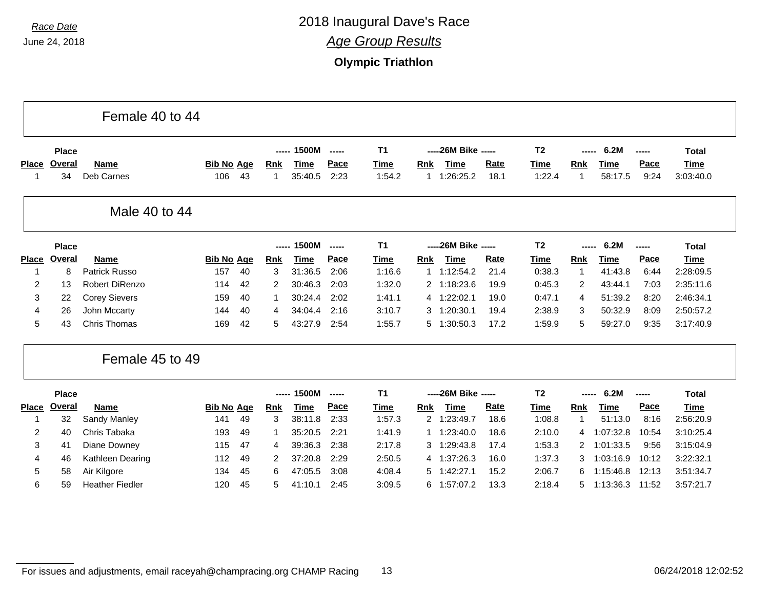*Race Date*

June 24, 2018

# 2018 Inaugural Dave's Race

## *Age Group Results*

### Olympic Triathlon

## Female 40 to 44

| Place | Place Overal | Name | Bib No | Age | 1500M Rnk | 1500M Time | 1500M Pace | T1 Time | 26M Bike Rnk | 26M Bike Time | 26M Bike Rate | T2 Time | 6.2M Rnk | 6.2M Time | 6.2M Pace | Total Time |
|---|---|---|---|---|---|---|---|---|---|---|---|---|---|---|---|---|
| 1 | 34 | Deb Carnes | 106 | 43 | 1 | 35:40.5 | 2:23 | 1:54.2 | 1 | 1:26:25.2 | 18.1 | 1:22.4 | 1 | 58:17.5 | 9:24 | 3:03:40.0 |

## Male 40 to 44

| Place | Place Overal | Name | Bib No | Age | 1500M Rnk | 1500M Time | 1500M Pace | T1 Time | 26M Bike Rnk | 26M Bike Time | 26M Bike Rate | T2 Time | 6.2M Rnk | 6.2M Time | 6.2M Pace | Total Time |
|---|---|---|---|---|---|---|---|---|---|---|---|---|---|---|---|---|
| 1 | 8 | Patrick Russo | 157 | 40 | 3 | 31:36.5 | 2:06 | 1:16.6 | 1 | 1:12:54.2 | 21.4 | 0:38.3 | 1 | 41:43.8 | 6:44 | 2:28:09.5 |
| 2 | 13 | Robert DiRenzo | 114 | 42 | 2 | 30:46.3 | 2:03 | 1:32.0 | 2 | 1:18:23.6 | 19.9 | 0:45.3 | 2 | 43:44.1 | 7:03 | 2:35:11.6 |
| 3 | 22 | Corey Sievers | 159 | 40 | 1 | 30:24.4 | 2:02 | 1:41.1 | 4 | 1:22:02.1 | 19.0 | 0:47.1 | 4 | 51:39.2 | 8:20 | 2:46:34.1 |
| 4 | 26 | John Mccarty | 144 | 40 | 4 | 34:04.4 | 2:16 | 3:10.7 | 3 | 1:20:30.1 | 19.4 | 2:38.9 | 3 | 50:32.9 | 8:09 | 2:50:57.2 |
| 5 | 43 | Chris Thomas | 169 | 42 | 5 | 43:27.9 | 2:54 | 1:55.7 | 5 | 1:30:50.3 | 17.2 | 1:59.9 | 5 | 59:27.0 | 9:35 | 3:17:40.9 |

## Female 45 to 49

| Place | Place Overal | Name | Bib No | Age | 1500M Rnk | 1500M Time | 1500M Pace | T1 Time | 26M Bike Rnk | 26M Bike Time | 26M Bike Rate | T2 Time | 6.2M Rnk | 6.2M Time | 6.2M Pace | Total Time |
|---|---|---|---|---|---|---|---|---|---|---|---|---|---|---|---|---|
| 1 | 32 | Sandy Manley | 141 | 49 | 3 | 38:11.8 | 2:33 | 1:57.3 | 2 | 1:23:49.7 | 18.6 | 1:08.8 | 1 | 51:13.0 | 8:16 | 2:56:20.9 |
| 2 | 40 | Chris Tabaka | 193 | 49 | 1 | 35:20.5 | 2:21 | 1:41.9 | 1 | 1:23:40.0 | 18.6 | 2:10.0 | 4 | 1:07:32.8 | 10:54 | 3:10:25.4 |
| 3 | 41 | Diane Downey | 115 | 47 | 4 | 39:36.3 | 2:38 | 2:17.8 | 3 | 1:29:43.8 | 17.4 | 1:53.3 | 2 | 1:01:33.5 | 9:56 | 3:15:04.9 |
| 4 | 46 | Kathleen Dearing | 112 | 49 | 2 | 37:20.8 | 2:29 | 2:50.5 | 4 | 1:37:26.3 | 16.0 | 1:37.3 | 3 | 1:03:16.9 | 10:12 | 3:22:32.1 |
| 5 | 58 | Air Kilgore | 134 | 45 | 6 | 47:05.5 | 3:08 | 4:08.4 | 5 | 1:42:27.1 | 15.2 | 2:06.7 | 6 | 1:15:46.8 | 12:13 | 3:51:34.7 |
| 6 | 59 | Heather Fiedler | 120 | 45 | 5 | 41:10.1 | 2:45 | 3:09.5 | 6 | 1:57:07.2 | 13.3 | 2:18.4 | 5 | 1:13:36.3 | 11:52 | 3:57:21.7 |

For issues and adjustments, email raceyah@champracing.org CHAMP Racing

06/24/2018 12:02:52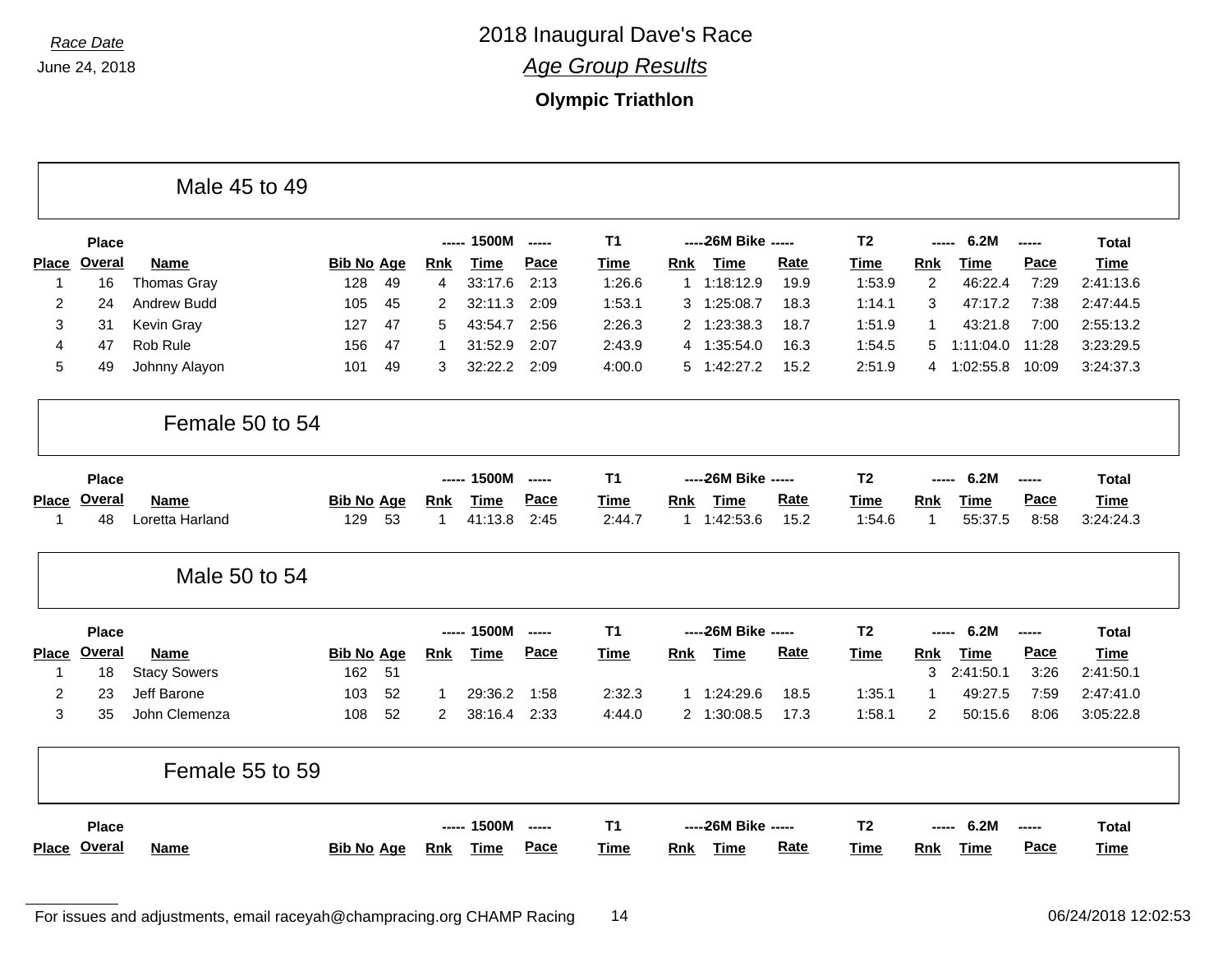*Race Date*

June 24, 2018

# 2018 Inaugural Dave's Race

## *Age Group Results*

### Olympic Triathlon

## Male 45 to 49

| Place | Place Overal | Name | Bib No | Age | 1500M Rnk | 1500M Time | 1500M Pace | T1 Time | 26M Bike Rnk | 26M Bike Time | 26M Bike Rate | T2 Time | 6.2M Rnk | 6.2M Time | 6.2M Pace | Total Time |
|---|---|---|---|---|---|---|---|---|---|---|---|---|---|---|---|---|
| 1 | 16 | Thomas Gray | 128 | 49 | 4 | 33:17.6 | 2:13 | 1:26.6 | 1 | 1:18:12.9 | 19.9 | 1:53.9 | 2 | 46:22.4 | 7:29 | 2:41:13.6 |
| 2 | 24 | Andrew Budd | 105 | 45 | 2 | 32:11.3 | 2:09 | 1:53.1 | 3 | 1:25:08.7 | 18.3 | 1:14.1 | 3 | 47:17.2 | 7:38 | 2:47:44.5 |
| 3 | 31 | Kevin Gray | 127 | 47 | 5 | 43:54.7 | 2:56 | 2:26.3 | 2 | 1:23:38.3 | 18.7 | 1:51.9 | 1 | 43:21.8 | 7:00 | 2:55:13.2 |
| 4 | 47 | Rob Rule | 156 | 47 | 1 | 31:52.9 | 2:07 | 2:43.9 | 4 | 1:35:54.0 | 16.3 | 1:54.5 | 5 | 1:11:04.0 | 11:28 | 3:23:29.5 |
| 5 | 49 | Johnny Alayon | 101 | 49 | 3 | 32:22.2 | 2:09 | 4:00.0 | 5 | 1:42:27.2 | 15.2 | 2:51.9 | 4 | 1:02:55.8 | 10:09 | 3:24:37.3 |

## Female 50 to 54

| Place | Place Overal | Name | Bib No | Age | 1500M Rnk | 1500M Time | 1500M Pace | T1 Time | 26M Bike Rnk | 26M Bike Time | 26M Bike Rate | T2 Time | 6.2M Rnk | 6.2M Time | 6.2M Pace | Total Time |
|---|---|---|---|---|---|---|---|---|---|---|---|---|---|---|---|---|
| 1 | 48 | Loretta Harland | 129 | 53 | 1 | 41:13.8 | 2:45 | 2:44.7 | 1 | 1:42:53.6 | 15.2 | 1:54.6 | 1 | 55:37.5 | 8:58 | 3:24:24.3 |

## Male 50 to 54

| Place | Place Overal | Name | Bib No | Age | 1500M Rnk | 1500M Time | 1500M Pace | T1 Time | 26M Bike Rnk | 26M Bike Time | 26M Bike Rate | T2 Time | 6.2M Rnk | 6.2M Time | 6.2M Pace | Total Time |
|---|---|---|---|---|---|---|---|---|---|---|---|---|---|---|---|---|
| 1 | 18 | Stacy Sowers | 162 | 51 | | | | | | | | | 3 | 2:41:50.1 | 3:26 | 2:41:50.1 |
| 2 | 23 | Jeff Barone | 103 | 52 | 1 | 29:36.2 | 1:58 | 2:32.3 | 1 | 1:24:29.6 | 18.5 | 1:35.1 | 1 | 49:27.5 | 7:59 | 2:47:41.0 |
| 3 | 35 | John Clemenza | 108 | 52 | 2 | 38:16.4 | 2:33 | 4:44.0 | 2 | 1:30:08.5 | 17.3 | 1:58.1 | 2 | 50:15.6 | 8:06 | 3:05:22.8 |

## Female 55 to 59

| Place | Place Overal | Name | Bib No | Age | 1500M Rnk | 1500M Time | 1500M Pace | T1 Time | 26M Bike Rnk | 26M Bike Time | 26M Bike Rate | T2 Time | 6.2M Rnk | 6.2M Time | 6.2M Pace | Total Time |
|---|---|---|---|---|---|---|---|---|---|---|---|---|---|---|---|---|

For issues and adjustments, email raceyah@champracing.org CHAMP Racing

06/24/2018 12:02:53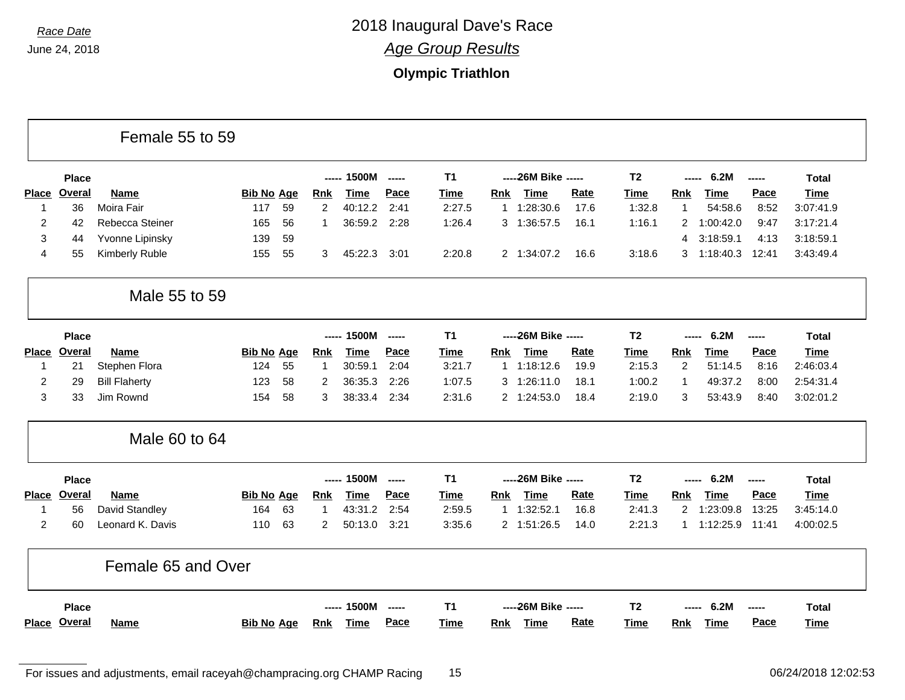*Race Date*

June 24, 2018

# 2018 Inaugural Dave's Race

## *Age Group Results*

### Olympic Triathlon

## Female 55 to 59

| Place | Place Overal | Name | Bib No | Age | 1500M Rnk | 1500M Time | 1500M Pace | T1 Time | 26M Bike Rnk | 26M Bike Time | 26M Bike Rate | T2 Time | 6.2M Rnk | 6.2M Time | 6.2M Pace | Total Time |
|---|---|---|---|---|---|---|---|---|---|---|---|---|---|---|---|---|
| 1 | 36 | Moira Fair | 117 | 59 | 2 | 40:12.2 | 2:41 | 2:27.5 | 1 | 1:28:30.6 | 17.6 | 1:32.8 | 1 | 54:58.6 | 8:52 | 3:07:41.9 |
| 2 | 42 | Rebecca Steiner | 165 | 56 | 1 | 36:59.2 | 2:28 | 1:26.4 | 3 | 1:36:57.5 | 16.1 | 1:16.1 | 2 | 1:00:42.0 | 9:47 | 3:17:21.4 |
| 3 | 44 | Yvonne Lipinsky | 139 | 59 | | | | | | | | | 4 | 3:18:59.1 | 4:13 | 3:18:59.1 |
| 4 | 55 | Kimberly Ruble | 155 | 55 | 3 | 45:22.3 | 3:01 | 2:20.8 | 2 | 1:34:07.2 | 16.6 | 3:18.6 | 3 | 1:18:40.3 | 12:41 | 3:43:49.4 |

## Male 55 to 59

| Place | Place Overal | Name | Bib No | Age | 1500M Rnk | 1500M Time | 1500M Pace | T1 Time | 26M Bike Rnk | 26M Bike Time | 26M Bike Rate | T2 Time | 6.2M Rnk | 6.2M Time | 6.2M Pace | Total Time |
|---|---|---|---|---|---|---|---|---|---|---|---|---|---|---|---|---|
| 1 | 21 | Stephen Flora | 124 | 55 | 1 | 30:59.1 | 2:04 | 3:21.7 | 1 | 1:18:12.6 | 19.9 | 2:15.3 | 2 | 51:14.5 | 8:16 | 2:46:03.4 |
| 2 | 29 | Bill Flaherty | 123 | 58 | 2 | 36:35.3 | 2:26 | 1:07.5 | 3 | 1:26:11.0 | 18.1 | 1:00.2 | 1 | 49:37.2 | 8:00 | 2:54:31.4 |
| 3 | 33 | Jim Rownd | 154 | 58 | 3 | 38:33.4 | 2:34 | 2:31.6 | 2 | 1:24:53.0 | 18.4 | 2:19.0 | 3 | 53:43.9 | 8:40 | 3:02:01.2 |

## Male 60 to 64

| Place | Place Overal | Name | Bib No | Age | 1500M Rnk | 1500M Time | 1500M Pace | T1 Time | 26M Bike Rnk | 26M Bike Time | 26M Bike Rate | T2 Time | 6.2M Rnk | 6.2M Time | 6.2M Pace | Total Time |
|---|---|---|---|---|---|---|---|---|---|---|---|---|---|---|---|---|
| 1 | 56 | David Standley | 164 | 63 | 1 | 43:31.2 | 2:54 | 2:59.5 | 1 | 1:32:52.1 | 16.8 | 2:41.3 | 2 | 1:23:09.8 | 13:25 | 3:45:14.0 |
| 2 | 60 | Leonard K. Davis | 110 | 63 | 2 | 50:13.0 | 3:21 | 3:35.6 | 2 | 1:51:26.5 | 14.0 | 2:21.3 | 1 | 1:12:25.9 | 11:41 | 4:00:02.5 |

## Female 65 and Over

| Place | Place Overal | Name | Bib No | Age | 1500M Rnk | 1500M Time | 1500M Pace | T1 Time | 26M Bike Rnk | 26M Bike Time | 26M Bike Rate | T2 Time | 6.2M Rnk | 6.2M Time | 6.2M Pace | Total Time |
|---|---|---|---|---|---|---|---|---|---|---|---|---|---|---|---|---|

For issues and adjustments, email raceyah@champracing.org CHAMP Racing

06/24/2018 12:02:53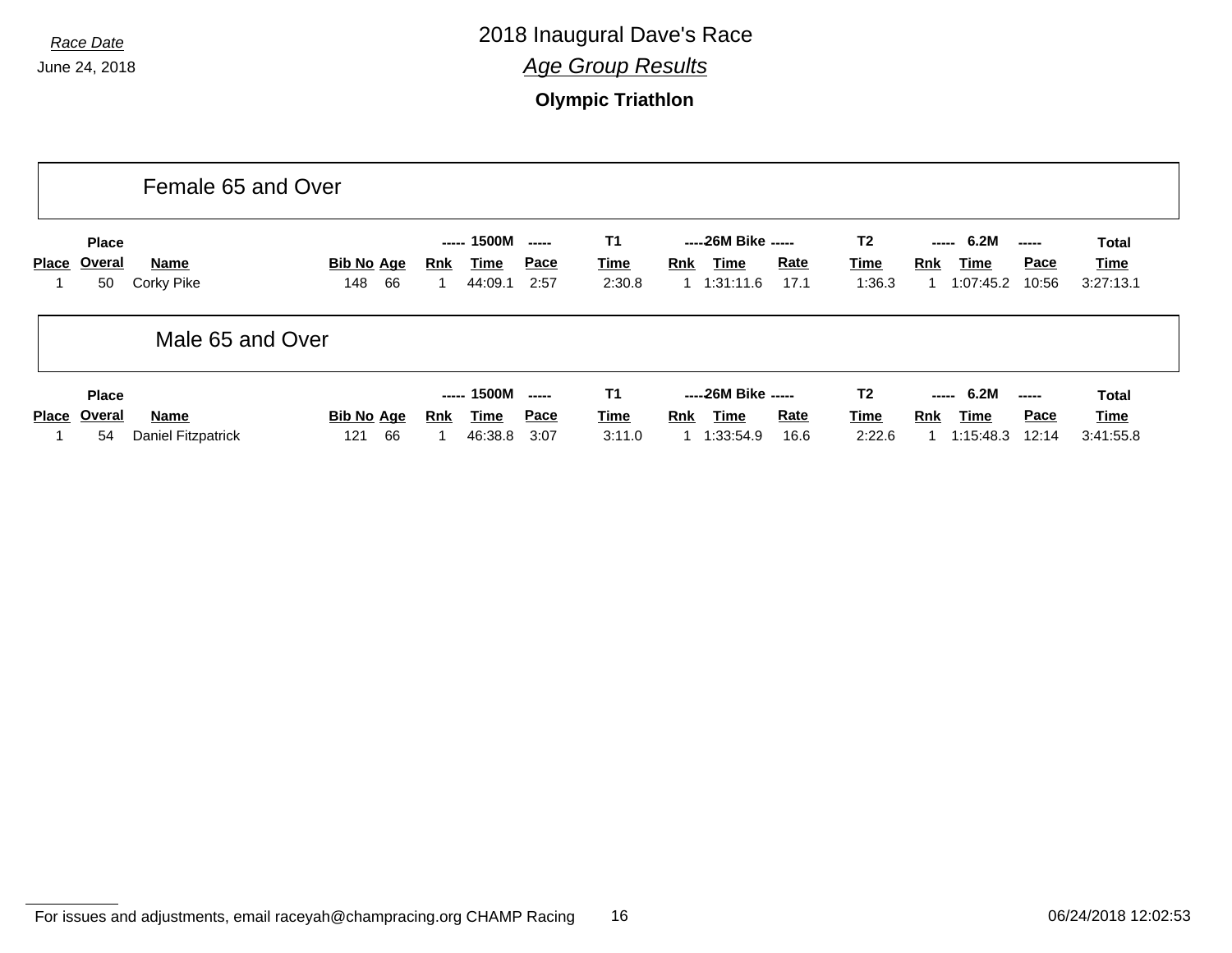*Race Date*

June 24, 2018

# 2018 Inaugural Dave's Race

## *Age Group Results*

### Olympic Triathlon

## Female 65 and Over

| | Place | | | | 1500M | | | T1 | 26M Bike | | | T2 | 6.2M | | | Total |
|---|---|---|---|---|---|---|---|---|---|---|---|---|---|---|---|---|
| Place | Overal | Name | Bib No | Age | Rnk | Time | Pace | Time | Rnk | Time | Rate | Time | Rnk | Time | Pace | Time |
| 1 | 50 | Corky Pike | 148 | 66 | 1 | 44:09.1 | 2:57 | 2:30.8 | 1 | 1:31:11.6 | 17.1 | 1:36.3 | 1 | 1:07:45.2 | 10:56 | 3:27:13.1 |

## Male 65 and Over

| | Place | | | | 1500M | | | T1 | 26M Bike | | | T2 | 6.2M | | | Total |
|---|---|---|---|---|---|---|---|---|---|---|---|---|---|---|---|---|
| Place | Overal | Name | Bib No | Age | Rnk | Time | Pace | Time | Rnk | Time | Rate | Time | Rnk | Time | Pace | Time |
| 1 | 54 | Daniel Fitzpatrick | 121 | 66 | 1 | 46:38.8 | 3:07 | 3:11.0 | 1 | 1:33:54.9 | 16.6 | 2:22.6 | 1 | 1:15:48.3 | 12:14 | 3:41:55.8 |

For issues and adjustments, email raceyah@champracing.org CHAMP Racing

06/24/2018 12:02:53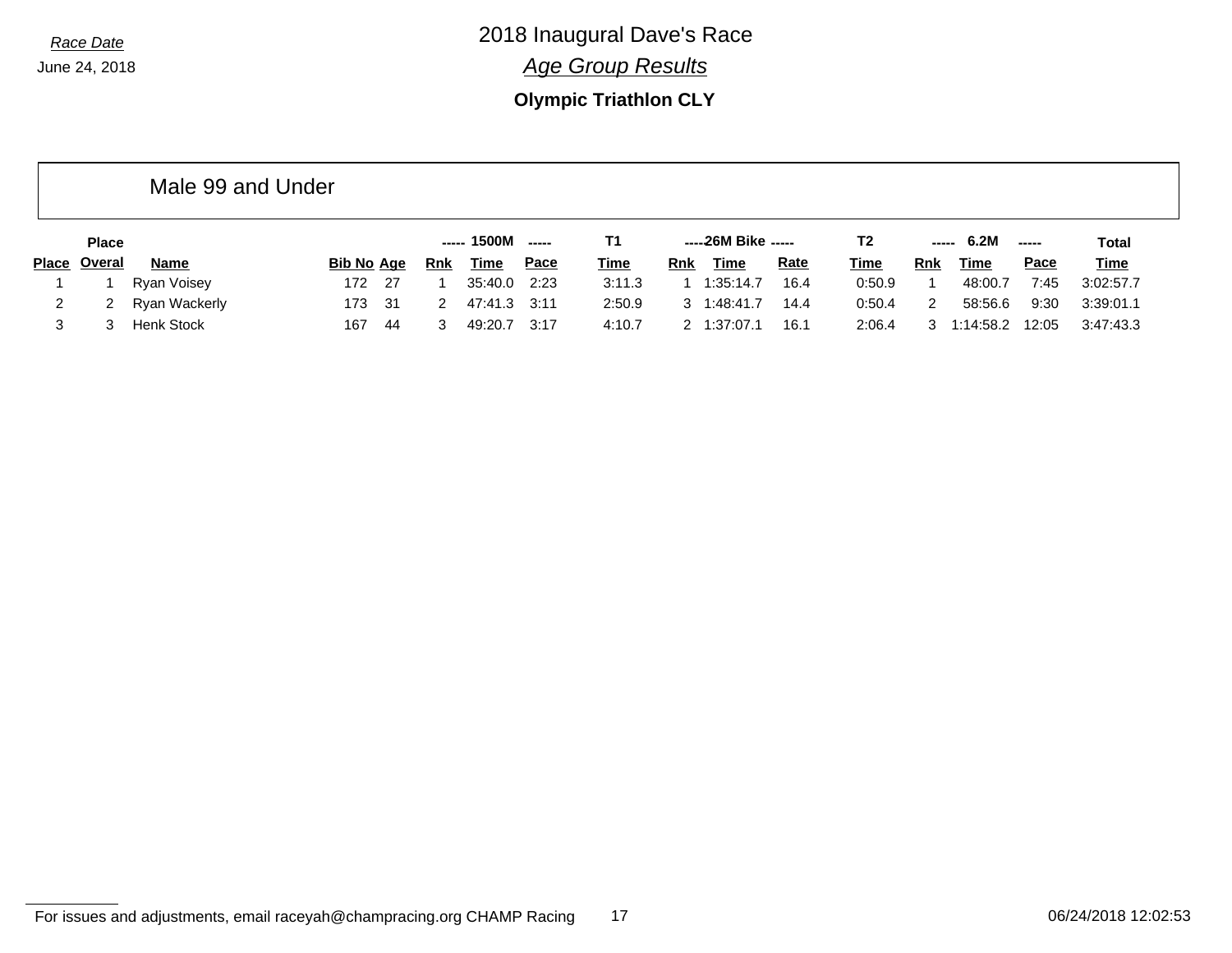Race Date
June 24, 2018

# 2018 Inaugural Dave's Race

## Age Group Results

### Olympic Triathlon CLY

## Male 99 and Under

| | Place | | | | ----- 1500M | ----- | | T1 | ----- 26M Bike | ----- | | T2 | ----- 6.2M | ----- | | Total |
|---|---|---|---|---|---|---|---|---|---|---|---|---|---|---|---|---|
| Place | Overal | Name | Bib No | Age | Rnk | Time | Pace | Time | Rnk | Time | Rate | Time | Rnk | Time | Pace | Time |
| 1 | 1 | Ryan Voisey | 172 | 27 | 1 | 35:40.0 | 2:23 | 3:11.3 | 1 | 1:35:14.7 | 16.4 | 0:50.9 | 1 | 48:00.7 | 7:45 | 3:02:57.7 |
| 2 | 2 | Ryan Wackerly | 173 | 31 | 2 | 47:41.3 | 3:11 | 2:50.9 | 3 | 1:48:41.7 | 14.4 | 0:50.4 | 2 | 58:56.6 | 9:30 | 3:39:01.1 |
| 3 | 3 | Henk Stock | 167 | 44 | 3 | 49:20.7 | 3:17 | 4:10.7 | 2 | 1:37:07.1 | 16.1 | 2:06.4 | 3 | 1:14:58.2 | 12:05 | 3:47:43.3 |

For issues and adjustments, email raceyah@champracing.org CHAMP Racing

06/24/2018 12:02:53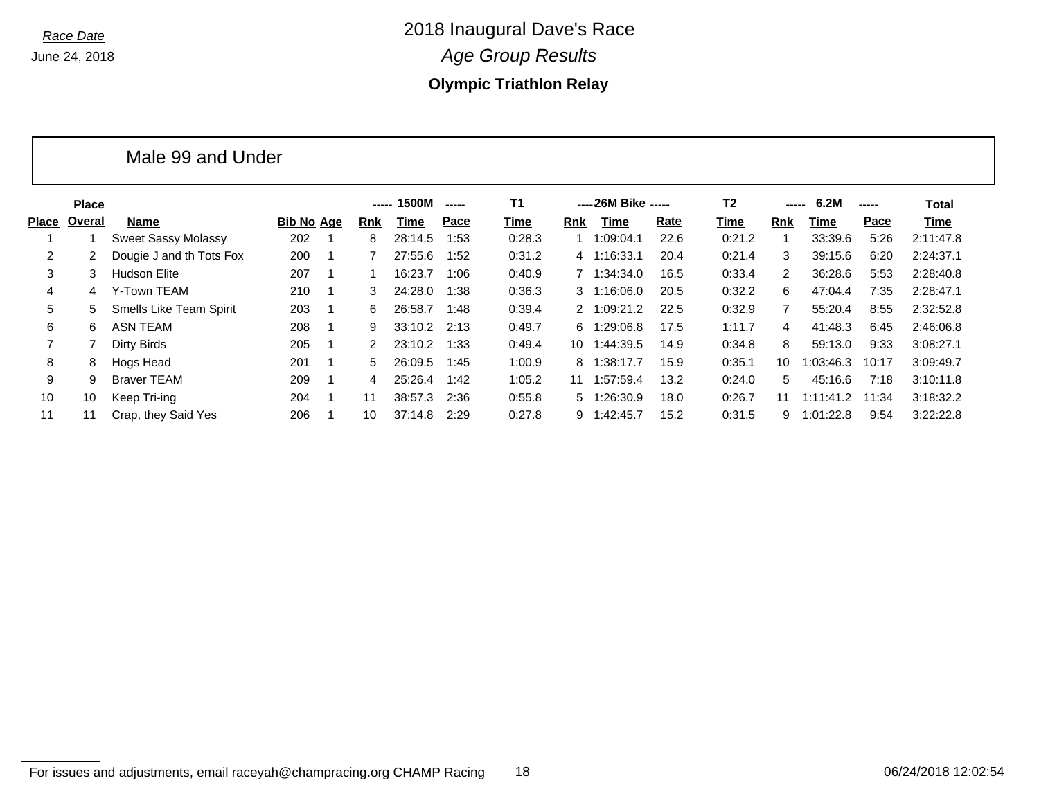Race Date

June 24, 2018

# 2018 Inaugural Dave's Race

## *Age Group Results*

### Olympic Triathlon Relay

## Male 99 and Under

| | Place | | | | ----- 1500M | | ----- | T1 | ----26M Bike | | ----- | T2 | ----- 6.2M | | ----- | Total |
|---|---|---|---|---|---|---|---|---|---|---|---|---|---|---|---|---|
| Place | Overal | Name | Bib No | Age | Rnk | Time | Pace | Time | Rnk | Time | Rate | Time | Rnk | Time | Pace | Time |
| 1 | 1 | Sweet Sassy Molassy | 202 | 1 | 8 | 28:14.5 | 1:53 | 0:28.3 | 1 | 1:09:04.1 | 22.6 | 0:21.2 | 1 | 33:39.6 | 5:26 | 2:11:47.8 |
| 2 | 2 | Dougie J and th Tots Fox | 200 | 1 | 7 | 27:55.6 | 1:52 | 0:31.2 | 4 | 1:16:33.1 | 20.4 | 0:21.4 | 3 | 39:15.6 | 6:20 | 2:24:37.1 |
| 3 | 3 | Hudson Elite | 207 | 1 | 1 | 16:23.7 | 1:06 | 0:40.9 | 7 | 1:34:34.0 | 16.5 | 0:33.4 | 2 | 36:28.6 | 5:53 | 2:28:40.8 |
| 4 | 4 | Y-Town TEAM | 210 | 1 | 3 | 24:28.0 | 1:38 | 0:36.3 | 3 | 1:16:06.0 | 20.5 | 0:32.2 | 6 | 47:04.4 | 7:35 | 2:28:47.1 |
| 5 | 5 | Smells Like Team Spirit | 203 | 1 | 6 | 26:58.7 | 1:48 | 0:39.4 | 2 | 1:09:21.2 | 22.5 | 0:32.9 | 7 | 55:20.4 | 8:55 | 2:32:52.8 |
| 6 | 6 | ASN TEAM | 208 | 1 | 9 | 33:10.2 | 2:13 | 0:49.7 | 6 | 1:29:06.8 | 17.5 | 1:11.7 | 4 | 41:48.3 | 6:45 | 2:46:06.8 |
| 7 | 7 | Dirty Birds | 205 | 1 | 2 | 23:10.2 | 1:33 | 0:49.4 | 10 | 1:44:39.5 | 14.9 | 0:34.8 | 8 | 59:13.0 | 9:33 | 3:08:27.1 |
| 8 | 8 | Hogs Head | 201 | 1 | 5 | 26:09.5 | 1:45 | 1:00.9 | 8 | 1:38:17.7 | 15.9 | 0:35.1 | 10 | 1:03:46.3 | 10:17 | 3:09:49.7 |
| 9 | 9 | Braver TEAM | 209 | 1 | 4 | 25:26.4 | 1:42 | 1:05.2 | 11 | 1:57:59.4 | 13.2 | 0:24.0 | 5 | 45:16.6 | 7:18 | 3:10:11.8 |
| 10 | 10 | Keep Tri-ing | 204 | 1 | 11 | 38:57.3 | 2:36 | 0:55.8 | 5 | 1:26:30.9 | 18.0 | 0:26.7 | 11 | 1:11:41.2 | 11:34 | 3:18:32.2 |
| 11 | 11 | Crap, they Said Yes | 206 | 1 | 10 | 37:14.8 | 2:29 | 0:27.8 | 9 | 1:42:45.7 | 15.2 | 0:31.5 | 9 | 1:01:22.8 | 9:54 | 3:22:22.8 |

For issues and adjustments, email raceyah@champracing.org CHAMP Racing

06/24/2018 12:02:54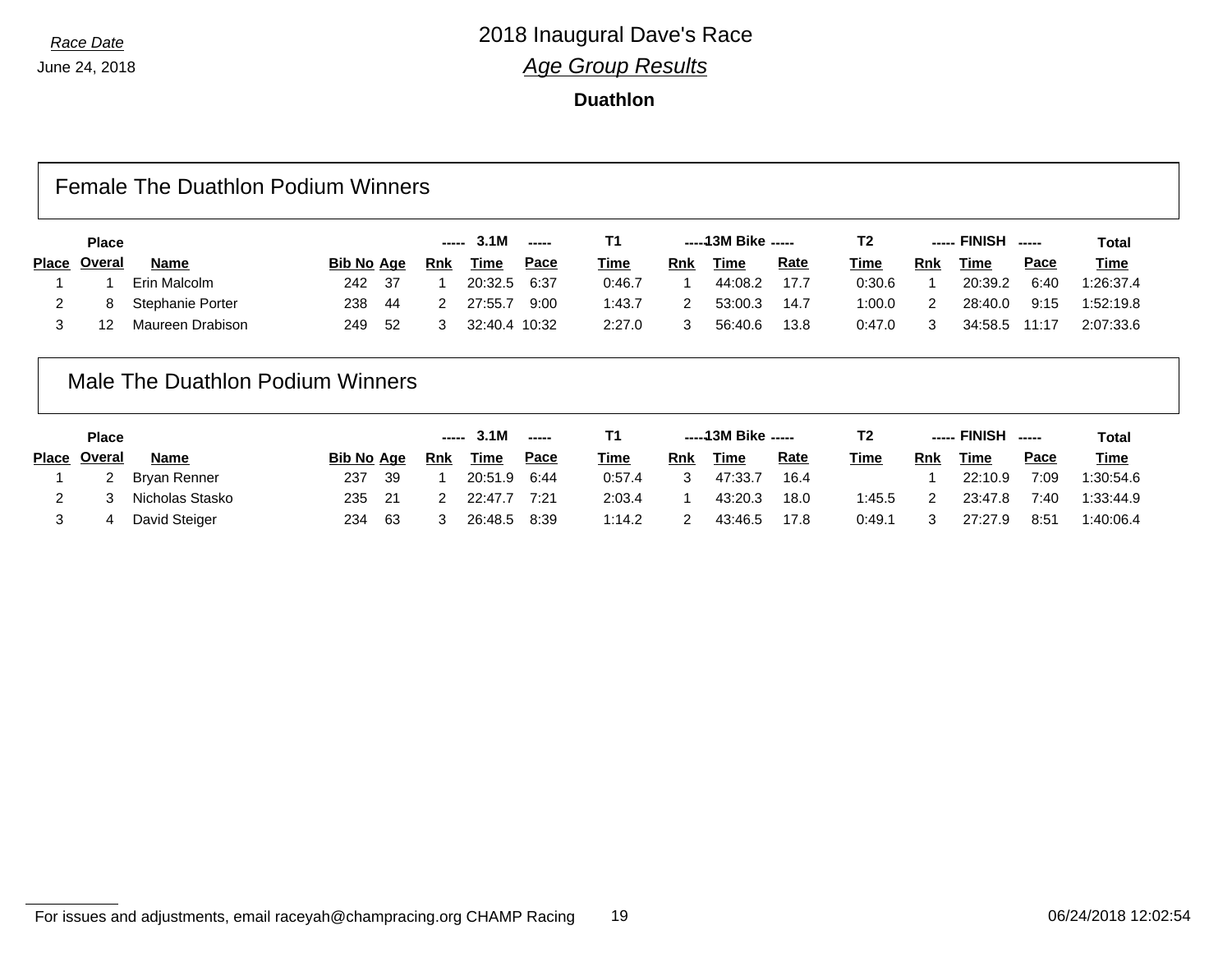*Race Date*

June 24, 2018

# 2018 Inaugural Dave's Race

## *Age Group Results*

**Duathlon**

## Female The Duathlon Podium Winners

| Place | Place Overal | Name | Bib No | Age | 3.1M Rnk | 3.1M Time | 3.1M Pace | T1 Time | 13M Bike Rnk | 13M Bike Time | 13M Bike Rate | T2 Time | FINISH Rnk | FINISH Time | FINISH Pace | Total Time |
|---|---|---|---|---|---|---|---|---|---|---|---|---|---|---|---|---|
| 1 | 1 | Erin Malcolm | 242 | 37 | 1 | 20:32.5 | 6:37 | 0:46.7 | 1 | 44:08.2 | 17.7 | 0:30.6 | 1 | 20:39.2 | 6:40 | 1:26:37.4 |
| 2 | 8 | Stephanie Porter | 238 | 44 | 2 | 27:55.7 | 9:00 | 1:43.7 | 2 | 53:00.3 | 14.7 | 1:00.0 | 2 | 28:40.0 | 9:15 | 1:52:19.8 |
| 3 | 12 | Maureen Drabison | 249 | 52 | 3 | 32:40.4 | 10:32 | 2:27.0 | 3 | 56:40.6 | 13.8 | 0:47.0 | 3 | 34:58.5 | 11:17 | 2:07:33.6 |

## Male The Duathlon Podium Winners

| Place | Place Overal | Name | Bib No | Age | 3.1M Rnk | 3.1M Time | 3.1M Pace | T1 Time | 13M Bike Rnk | 13M Bike Time | 13M Bike Rate | T2 Time | FINISH Rnk | FINISH Time | FINISH Pace | Total Time |
|---|---|---|---|---|---|---|---|---|---|---|---|---|---|---|---|---|
| 1 | 2 | Bryan Renner | 237 | 39 | 1 | 20:51.9 | 6:44 | 0:57.4 | 3 | 47:33.7 | 16.4 | | 1 | 22:10.9 | 7:09 | 1:30:54.6 |
| 2 | 3 | Nicholas Stasko | 235 | 21 | 2 | 22:47.7 | 7:21 | 2:03.4 | 1 | 43:20.3 | 18.0 | 1:45.5 | 2 | 23:47.8 | 7:40 | 1:33:44.9 |
| 3 | 4 | David Steiger | 234 | 63 | 3 | 26:48.5 | 8:39 | 1:14.2 | 2 | 43:46.5 | 17.8 | 0:49.1 | 3 | 27:27.9 | 8:51 | 1:40:06.4 |

For issues and adjustments, email raceyah@champracing.org CHAMP Racing

06/24/2018 12:02:54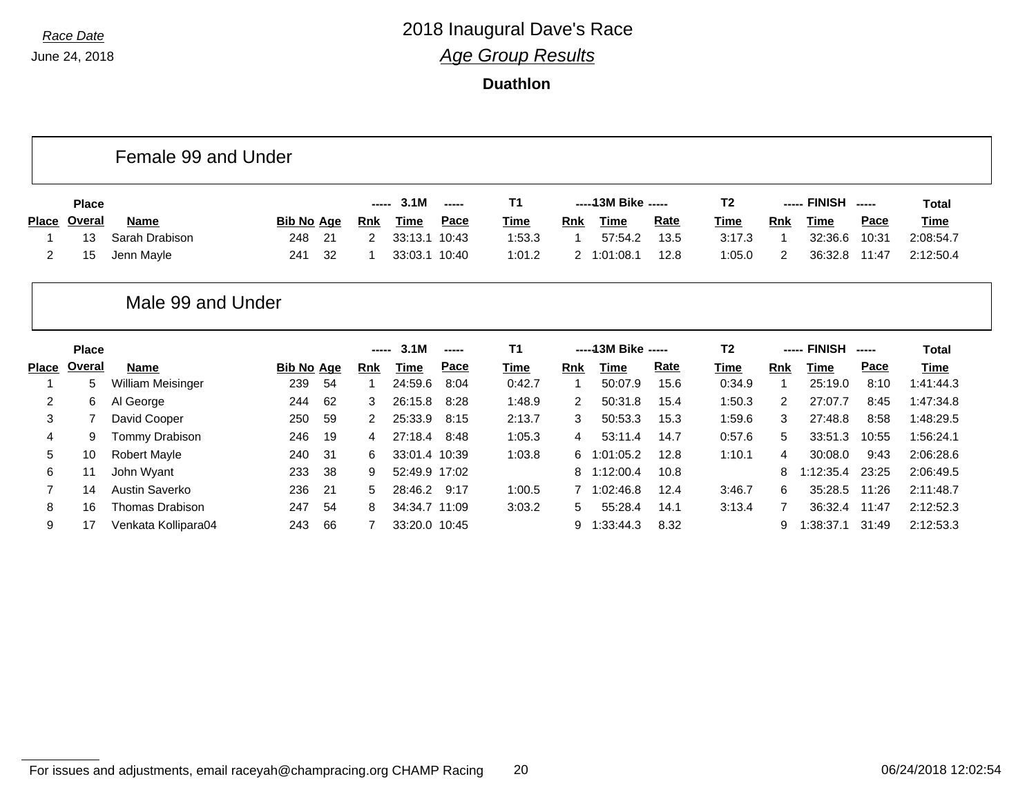*Race Date*

June 24, 2018

# 2018 Inaugural Dave's Race

## *Age Group Results*

**Duathlon**

### Female 99 and Under

| Place | Place Overal | Name | Bib No | Age | ----- 3.1M ----- Rnk | Time | Pace | T1 Time | ----- 13M Bike ----- Rnk | Time | Rate | T2 Time | ----- FINISH ----- Rnk | Time | Pace | Total Time |
|---|---|---|---|---|---|---|---|---|---|---|---|---|---|---|---|---|
| 1 | 13 | Sarah Drabison | 248 | 21 | 2 | 33:13.1 | 10:43 | 1:53.3 | 1 | 57:54.2 | 13.5 | 3:17.3 | 1 | 32:36.6 | 10:31 | 2:08:54.7 |
| 2 | 15 | Jenn Mayle | 241 | 32 | 1 | 33:03.1 | 10:40 | 1:01.2 | 2 | 1:01:08.1 | 12.8 | 1:05.0 | 2 | 36:32.8 | 11:47 | 2:12:50.4 |

### Male 99 and Under

| Place | Place Overal | Name | Bib No | Age | ----- 3.1M ----- Rnk | Time | Pace | T1 Time | ----- 13M Bike ----- Rnk | Time | Rate | T2 Time | ----- FINISH ----- Rnk | Time | Pace | Total Time |
|---|---|---|---|---|---|---|---|---|---|---|---|---|---|---|---|---|
| 1 | 5 | William Meisinger | 239 | 54 | 1 | 24:59.6 | 8:04 | 0:42.7 | 1 | 50:07.9 | 15.6 | 0:34.9 | 1 | 25:19.0 | 8:10 | 1:41:44.3 |
| 2 | 6 | Al George | 244 | 62 | 3 | 26:15.8 | 8:28 | 1:48.9 | 2 | 50:31.8 | 15.4 | 1:50.3 | 2 | 27:07.7 | 8:45 | 1:47:34.8 |
| 3 | 7 | David Cooper | 250 | 59 | 2 | 25:33.9 | 8:15 | 2:13.7 | 3 | 50:53.3 | 15.3 | 1:59.6 | 3 | 27:48.8 | 8:58 | 1:48:29.5 |
| 4 | 9 | Tommy Drabison | 246 | 19 | 4 | 27:18.4 | 8:48 | 1:05.3 | 4 | 53:11.4 | 14.7 | 0:57.6 | 5 | 33:51.3 | 10:55 | 1:56:24.1 |
| 5 | 10 | Robert Mayle | 240 | 31 | 6 | 33:01.4 | 10:39 | 1:03.8 | 6 | 1:01:05.2 | 12.8 | 1:10.1 | 4 | 30:08.0 | 9:43 | 2:06:28.6 |
| 6 | 11 | John Wyant | 233 | 38 | 9 | 52:49.9 | 17:02 | | 8 | 1:12:00.4 | 10.8 | | 8 | 1:12:35.4 | 23:25 | 2:06:49.5 |
| 7 | 14 | Austin Saverko | 236 | 21 | 5 | 28:46.2 | 9:17 | 1:00.5 | 7 | 1:02:46.8 | 12.4 | 3:46.7 | 6 | 35:28.5 | 11:26 | 2:11:48.7 |
| 8 | 16 | Thomas Drabison | 247 | 54 | 8 | 34:34.7 | 11:09 | 3:03.2 | 5 | 55:28.4 | 14.1 | 3:13.4 | 7 | 36:32.4 | 11:47 | 2:12:52.3 |
| 9 | 17 | Venkata Kollipara04 | 243 | 66 | 7 | 33:20.0 | 10:45 | | 9 | 1:33:44.3 | 8.32 | | 9 | 1:38:37.1 | 31:49 | 2:12:53.3 |

For issues and adjustments, email raceyah@champracing.org CHAMP Racing    06/24/2018 12:02:54